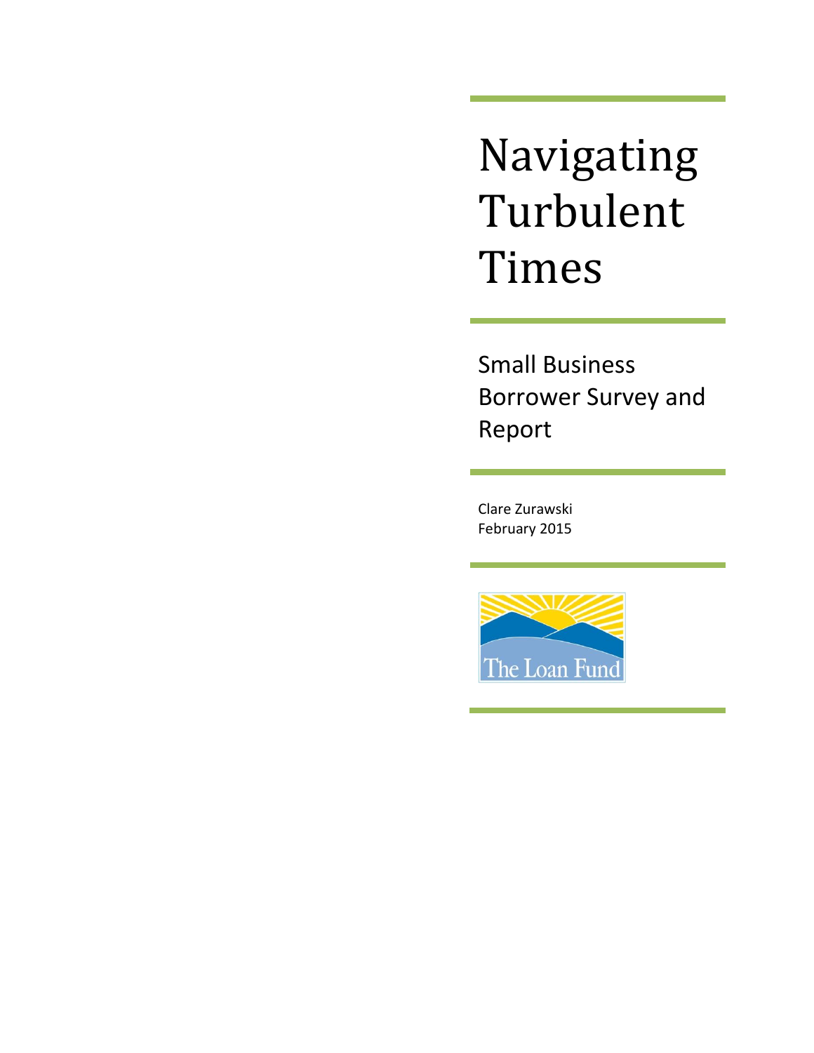# Navigating Turbulent Times

## Small Business Borrower Survey and Report

Clare Zurawski
February 2015

The Loan Fund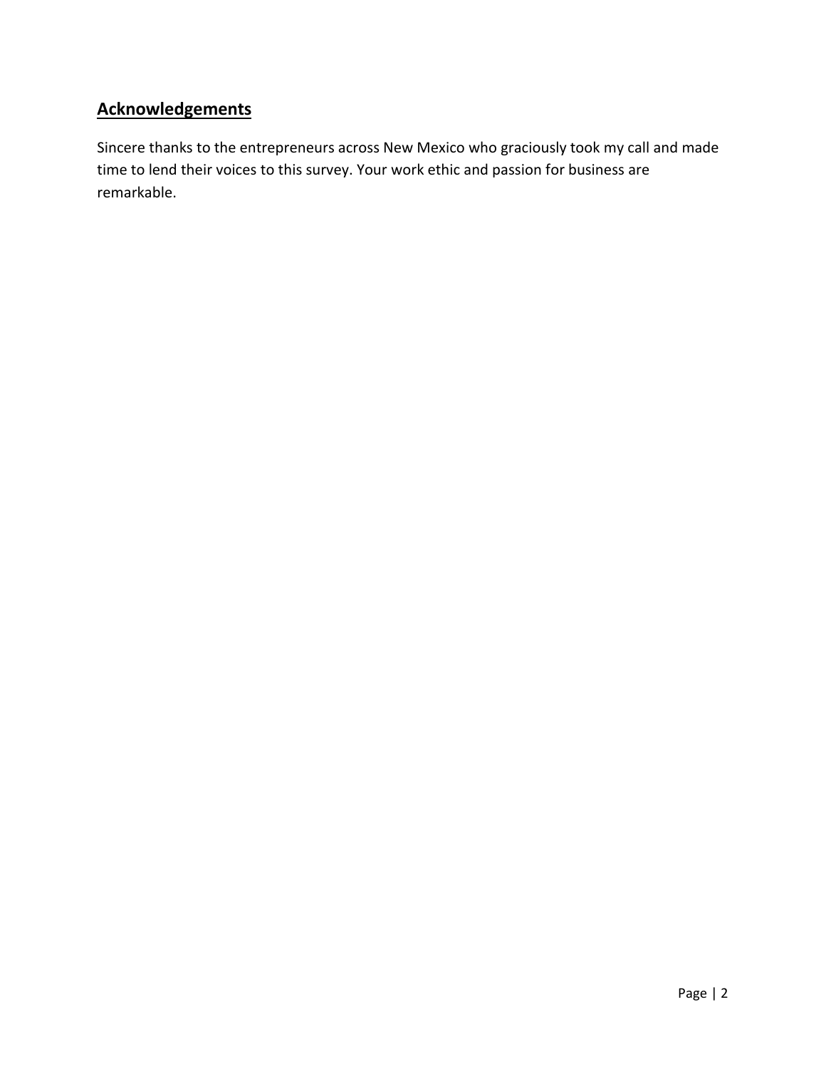## Acknowledgements

Sincere thanks to the entrepreneurs across New Mexico who graciously took my call and made time to lend their voices to this survey. Your work ethic and passion for business are remarkable.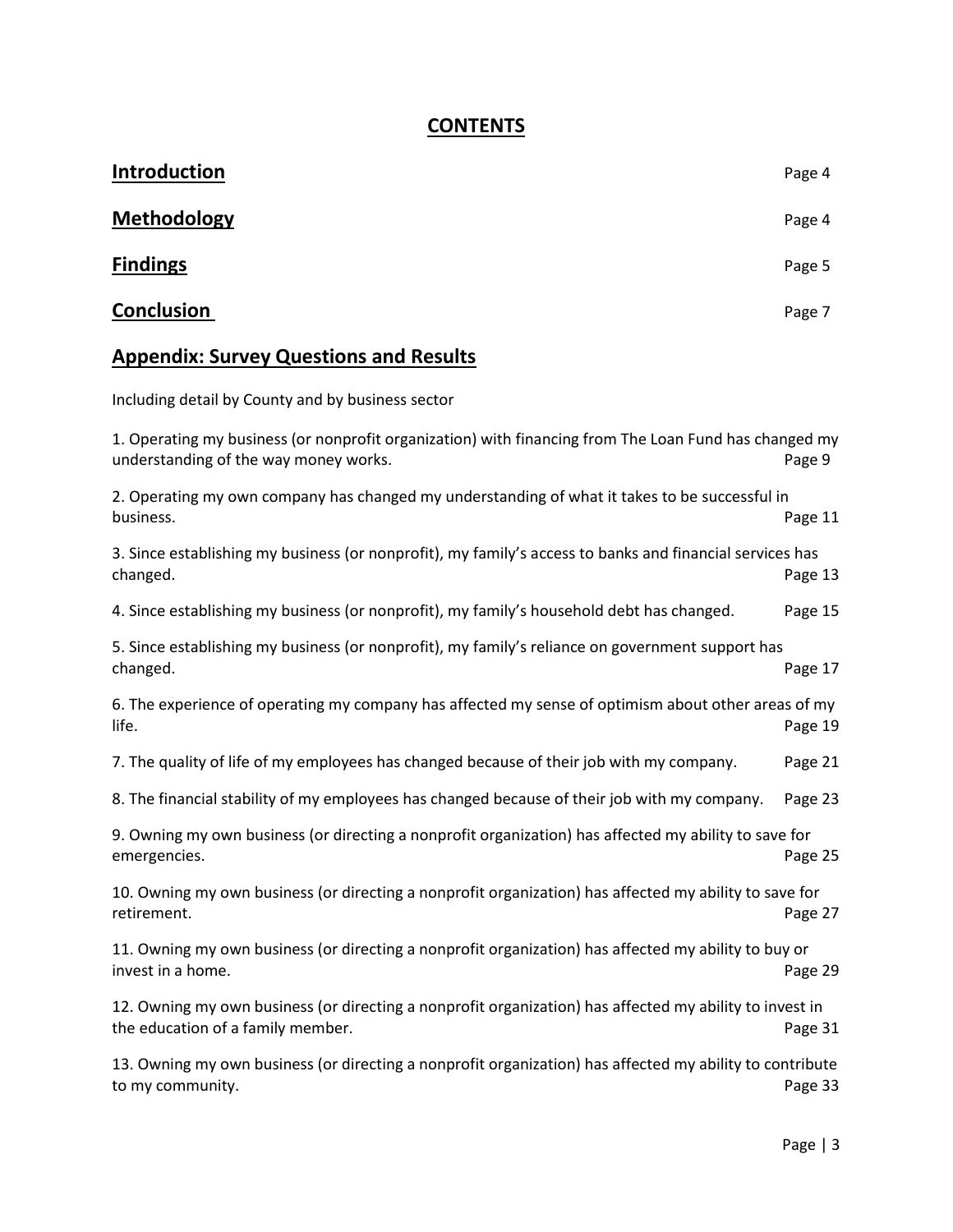# CONTENTS

**Introduction** Page 4

**Methodology** Page 4

**Findings** Page 5

**Conclusion** Page 7

## Appendix: Survey Questions and Results

Including detail by County and by business sector

1. Operating my business (or nonprofit organization) with financing from The Loan Fund has changed my understanding of the way money works. Page 9

2. Operating my own company has changed my understanding of what it takes to be successful in business. Page 11

3. Since establishing my business (or nonprofit), my family's access to banks and financial services has changed. Page 13

4. Since establishing my business (or nonprofit), my family's household debt has changed. Page 15

5. Since establishing my business (or nonprofit), my family's reliance on government support has changed. Page 17

6. The experience of operating my company has affected my sense of optimism about other areas of my life. Page 19

7. The quality of life of my employees has changed because of their job with my company. Page 21

8. The financial stability of my employees has changed because of their job with my company. Page 23

9. Owning my own business (or directing a nonprofit organization) has affected my ability to save for emergencies. Page 25

10. Owning my own business (or directing a nonprofit organization) has affected my ability to save for retirement. Page 27

11. Owning my own business (or directing a nonprofit organization) has affected my ability to buy or invest in a home. Page 29

12. Owning my own business (or directing a nonprofit organization) has affected my ability to invest in the education of a family member. Page 31

13. Owning my own business (or directing a nonprofit organization) has affected my ability to contribute to my community. Page 33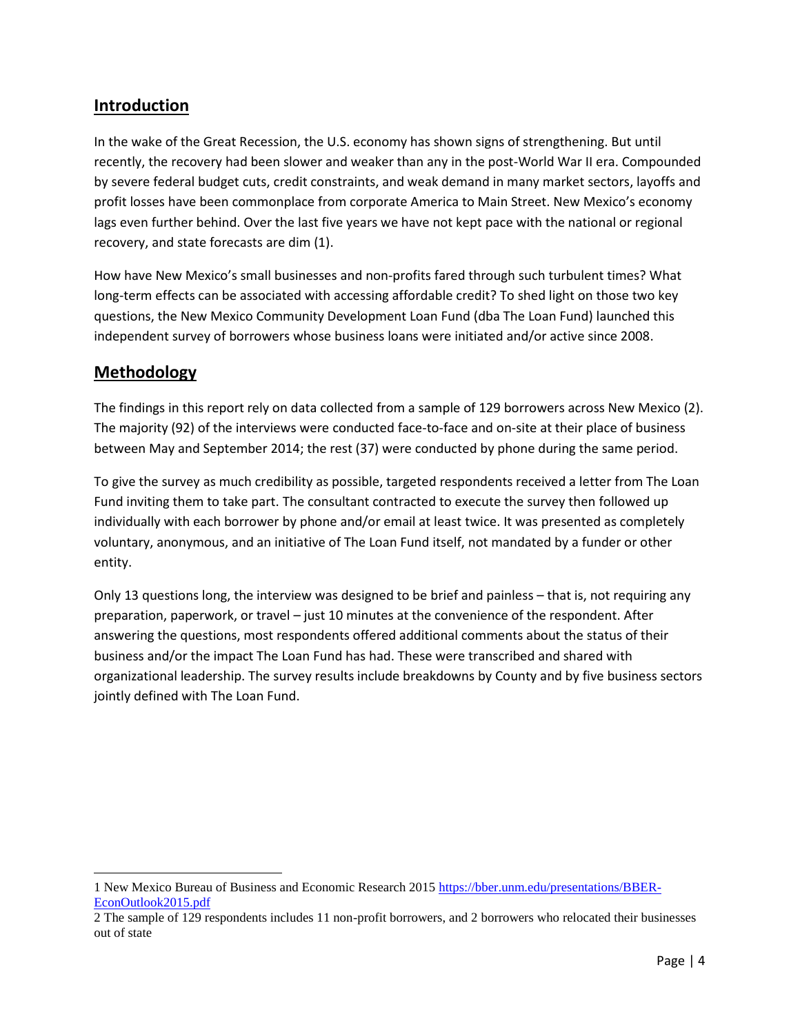## Introduction

In the wake of the Great Recession, the U.S. economy has shown signs of strengthening. But until recently, the recovery had been slower and weaker than any in the post-World War II era. Compounded by severe federal budget cuts, credit constraints, and weak demand in many market sectors, layoffs and profit losses have been commonplace from corporate America to Main Street. New Mexico's economy lags even further behind. Over the last five years we have not kept pace with the national or regional recovery, and state forecasts are dim (1).

How have New Mexico's small businesses and non-profits fared through such turbulent times? What long-term effects can be associated with accessing affordable credit? To shed light on those two key questions, the New Mexico Community Development Loan Fund (dba The Loan Fund) launched this independent survey of borrowers whose business loans were initiated and/or active since 2008.

## Methodology

The findings in this report rely on data collected from a sample of 129 borrowers across New Mexico (2). The majority (92) of the interviews were conducted face-to-face and on-site at their place of business between May and September 2014; the rest (37) were conducted by phone during the same period.

To give the survey as much credibility as possible, targeted respondents received a letter from The Loan Fund inviting them to take part. The consultant contracted to execute the survey then followed up individually with each borrower by phone and/or email at least twice. It was presented as completely voluntary, anonymous, and an initiative of The Loan Fund itself, not mandated by a funder or other entity.

Only 13 questions long, the interview was designed to be brief and painless – that is, not requiring any preparation, paperwork, or travel – just 10 minutes at the convenience of the respondent. After answering the questions, most respondents offered additional comments about the status of their business and/or the impact The Loan Fund has had. These were transcribed and shared with organizational leadership. The survey results include breakdowns by County and by five business sectors jointly defined with The Loan Fund.

---

1 New Mexico Bureau of Business and Economic Research 2015 https://bber.unm.edu/presentations/BBER-EconOutlook2015.pdf

2 The sample of 129 respondents includes 11 non-profit borrowers, and 2 borrowers who relocated their businesses out of state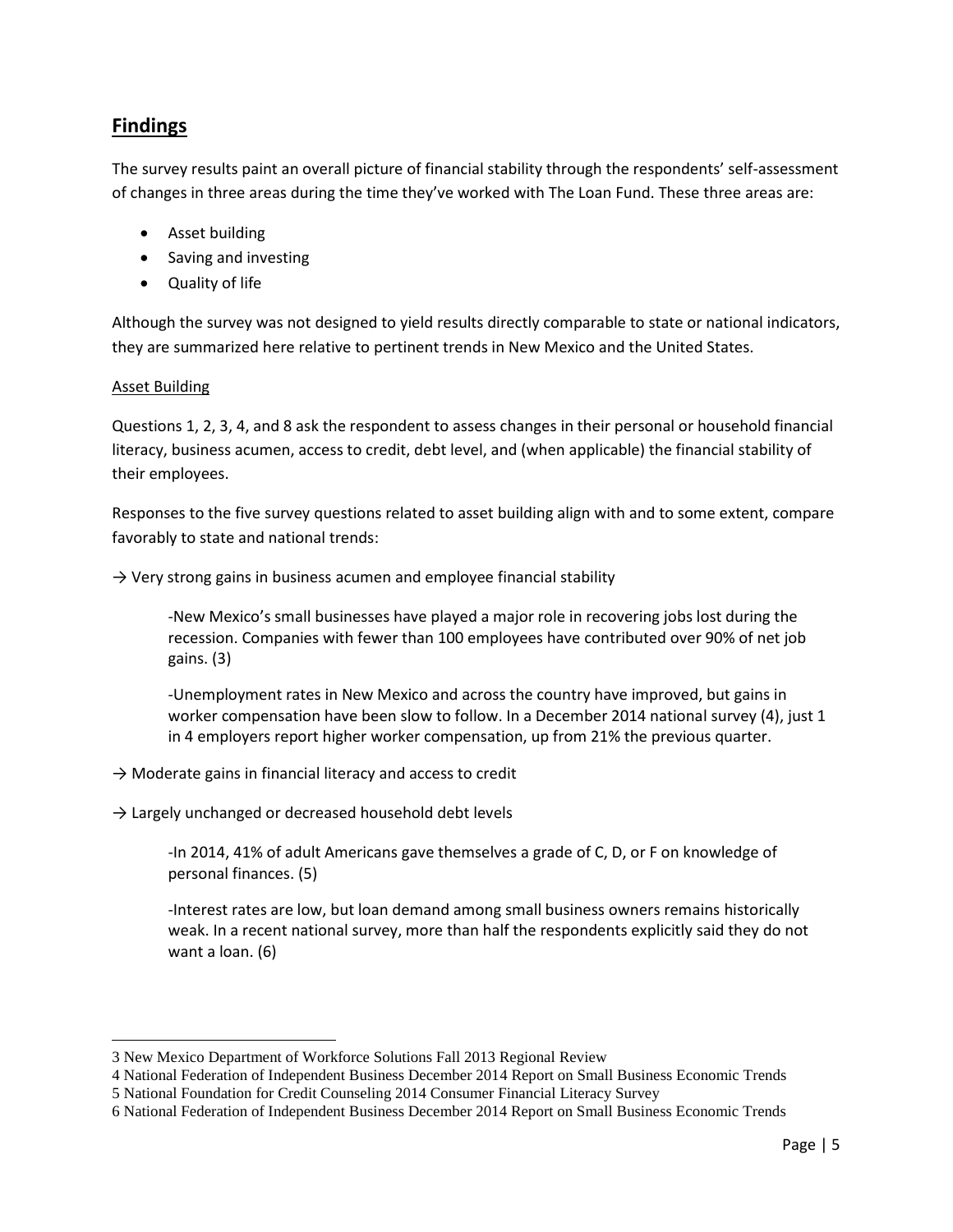## Findings

The survey results paint an overall picture of financial stability through the respondents' self-assessment of changes in three areas during the time they've worked with The Loan Fund. These three areas are:

- Asset building
- Saving and investing
- Quality of life

Although the survey was not designed to yield results directly comparable to state or national indicators, they are summarized here relative to pertinent trends in New Mexico and the United States.

### Asset Building

Questions 1, 2, 3, 4, and 8 ask the respondent to assess changes in their personal or household financial literacy, business acumen, access to credit, debt level, and (when applicable) the financial stability of their employees.

Responses to the five survey questions related to asset building align with and to some extent, compare favorably to state and national trends:

→ Very strong gains in business acumen and employee financial stability

> -New Mexico's small businesses have played a major role in recovering jobs lost during the recession. Companies with fewer than 100 employees have contributed over 90% of net job gains. (3)
>
> -Unemployment rates in New Mexico and across the country have improved, but gains in worker compensation have been slow to follow. In a December 2014 national survey (4), just 1 in 4 employers report higher worker compensation, up from 21% the previous quarter.

→ Moderate gains in financial literacy and access to credit

→ Largely unchanged or decreased household debt levels

> -In 2014, 41% of adult Americans gave themselves a grade of C, D, or F on knowledge of personal finances. (5)
>
> -Interest rates are low, but loan demand among small business owners remains historically weak. In a recent national survey, more than half the respondents explicitly said they do not want a loan. (6)

---

3 New Mexico Department of Workforce Solutions Fall 2013 Regional Review
4 National Federation of Independent Business December 2014 Report on Small Business Economic Trends
5 National Foundation for Credit Counseling 2014 Consumer Financial Literacy Survey
6 National Federation of Independent Business December 2014 Report on Small Business Economic Trends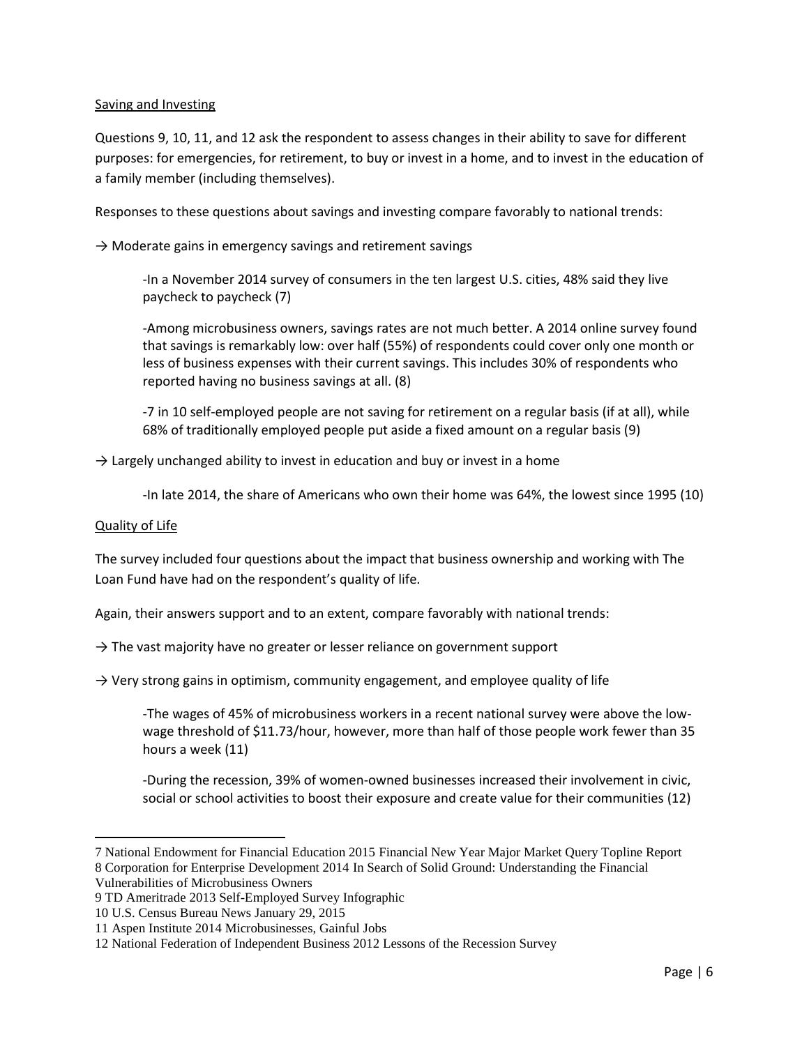Saving and Investing

Questions 9, 10, 11, and 12 ask the respondent to assess changes in their ability to save for different purposes: for emergencies, for retirement, to buy or invest in a home, and to invest in the education of a family member (including themselves).

Responses to these questions about savings and investing compare favorably to national trends:

→ Moderate gains in emergency savings and retirement savings

> -In a November 2014 survey of consumers in the ten largest U.S. cities, 48% said they live paycheck to paycheck (7)
>
> -Among microbusiness owners, savings rates are not much better. A 2014 online survey found that savings is remarkably low: over half (55%) of respondents could cover only one month or less of business expenses with their current savings. This includes 30% of respondents who reported having no business savings at all. (8)
>
> -7 in 10 self-employed people are not saving for retirement on a regular basis (if at all), while 68% of traditionally employed people put aside a fixed amount on a regular basis (9)

→ Largely unchanged ability to invest in education and buy or invest in a home

> -In late 2014, the share of Americans who own their home was 64%, the lowest since 1995 (10)

Quality of Life

The survey included four questions about the impact that business ownership and working with The Loan Fund have had on the respondent's quality of life.

Again, their answers support and to an extent, compare favorably with national trends:

→ The vast majority have no greater or lesser reliance on government support

→ Very strong gains in optimism, community engagement, and employee quality of life

> -The wages of 45% of microbusiness workers in a recent national survey were above the low-wage threshold of $11.73/hour, however, more than half of those people work fewer than 35 hours a week (11)
>
> -During the recession, 39% of women-owned businesses increased their involvement in civic, social or school activities to boost their exposure and create value for their communities (12)

---

7 National Endowment for Financial Education 2015 Financial New Year Major Market Query Topline Report

8 Corporation for Enterprise Development 2014 In Search of Solid Ground: Understanding the Financial Vulnerabilities of Microbusiness Owners

9 TD Ameritrade 2013 Self-Employed Survey Infographic

10 U.S. Census Bureau News January 29, 2015

11 Aspen Institute 2014 Microbusinesses, Gainful Jobs

12 National Federation of Independent Business 2012 Lessons of the Recession Survey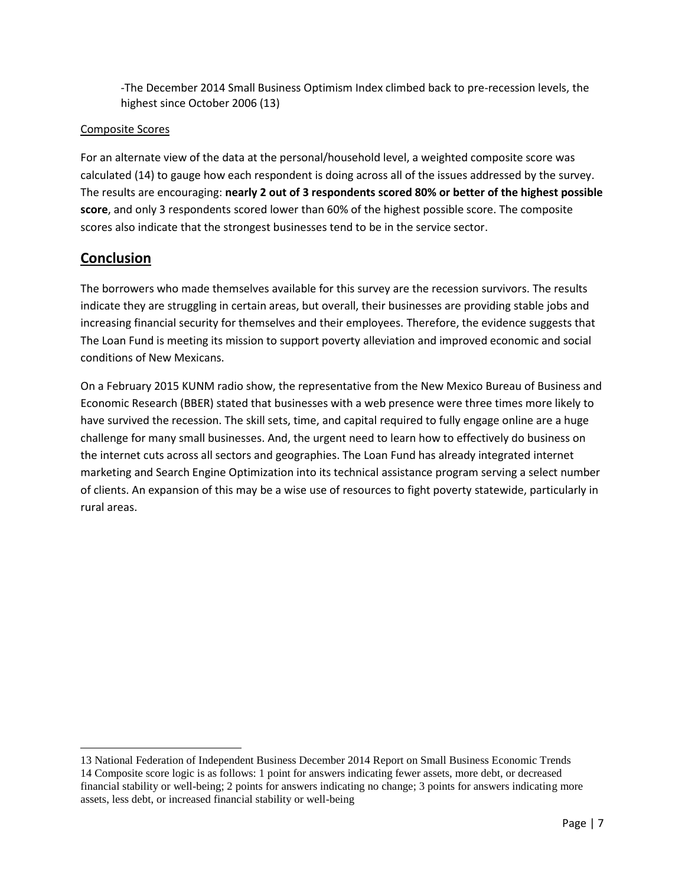-The December 2014 Small Business Optimism Index climbed back to pre-recession levels, the highest since October 2006 (13)

Composite Scores

For an alternate view of the data at the personal/household level, a weighted composite score was calculated (14) to gauge how each respondent is doing across all of the issues addressed by the survey. The results are encouraging: **nearly 2 out of 3 respondents scored 80% or better of the highest possible score**, and only 3 respondents scored lower than 60% of the highest possible score. The composite scores also indicate that the strongest businesses tend to be in the service sector.

## Conclusion

The borrowers who made themselves available for this survey are the recession survivors. The results indicate they are struggling in certain areas, but overall, their businesses are providing stable jobs and increasing financial security for themselves and their employees. Therefore, the evidence suggests that The Loan Fund is meeting its mission to support poverty alleviation and improved economic and social conditions of New Mexicans.

On a February 2015 KUNM radio show, the representative from the New Mexico Bureau of Business and Economic Research (BBER) stated that businesses with a web presence were three times more likely to have survived the recession. The skill sets, time, and capital required to fully engage online are a huge challenge for many small businesses. And, the urgent need to learn how to effectively do business on the internet cuts across all sectors and geographies. The Loan Fund has already integrated internet marketing and Search Engine Optimization into its technical assistance program serving a select number of clients. An expansion of this may be a wise use of resources to fight poverty statewide, particularly in rural areas.

---

13 National Federation of Independent Business December 2014 Report on Small Business Economic Trends

14 Composite score logic is as follows: 1 point for answers indicating fewer assets, more debt, or decreased financial stability or well-being; 2 points for answers indicating no change; 3 points for answers indicating more assets, less debt, or increased financial stability or well-being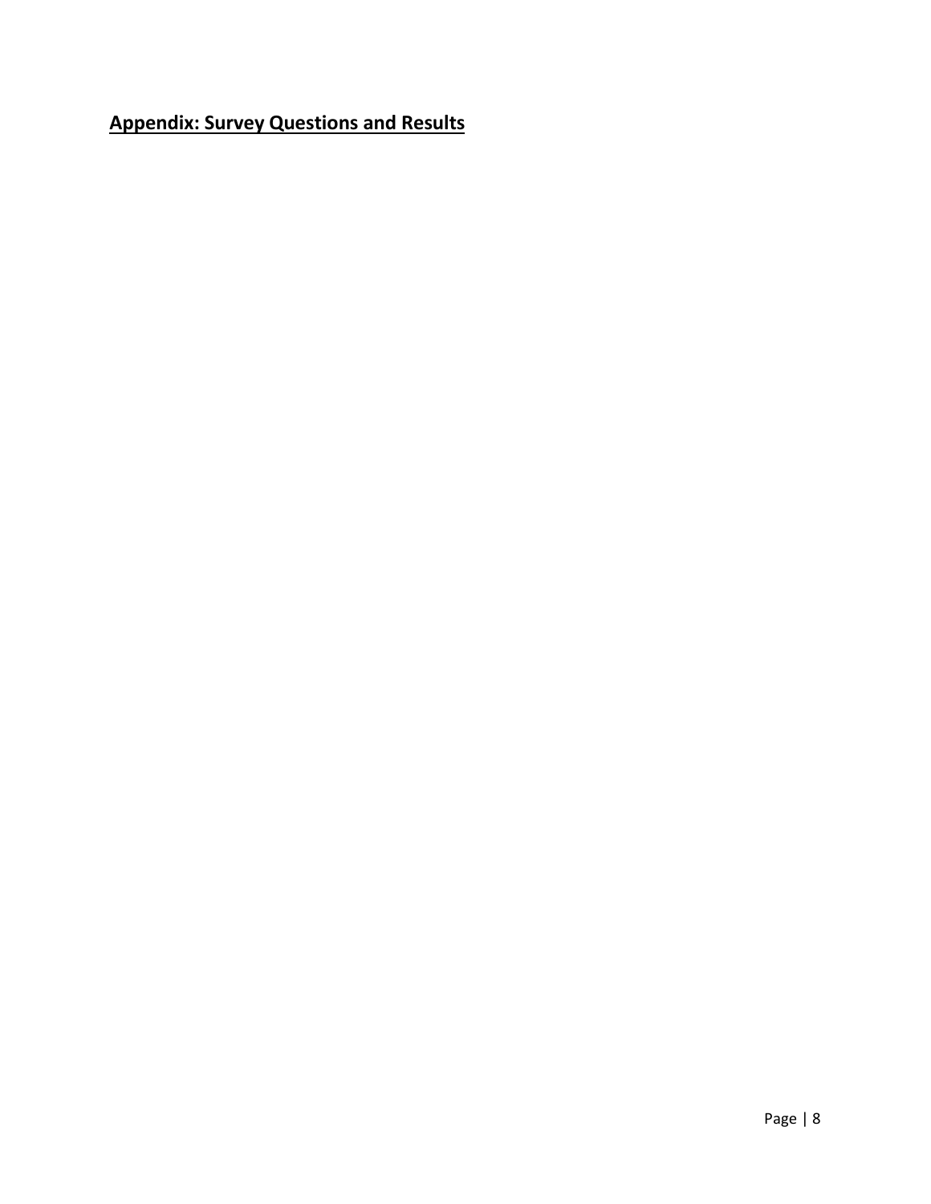## **Appendix: Survey Questions and Results**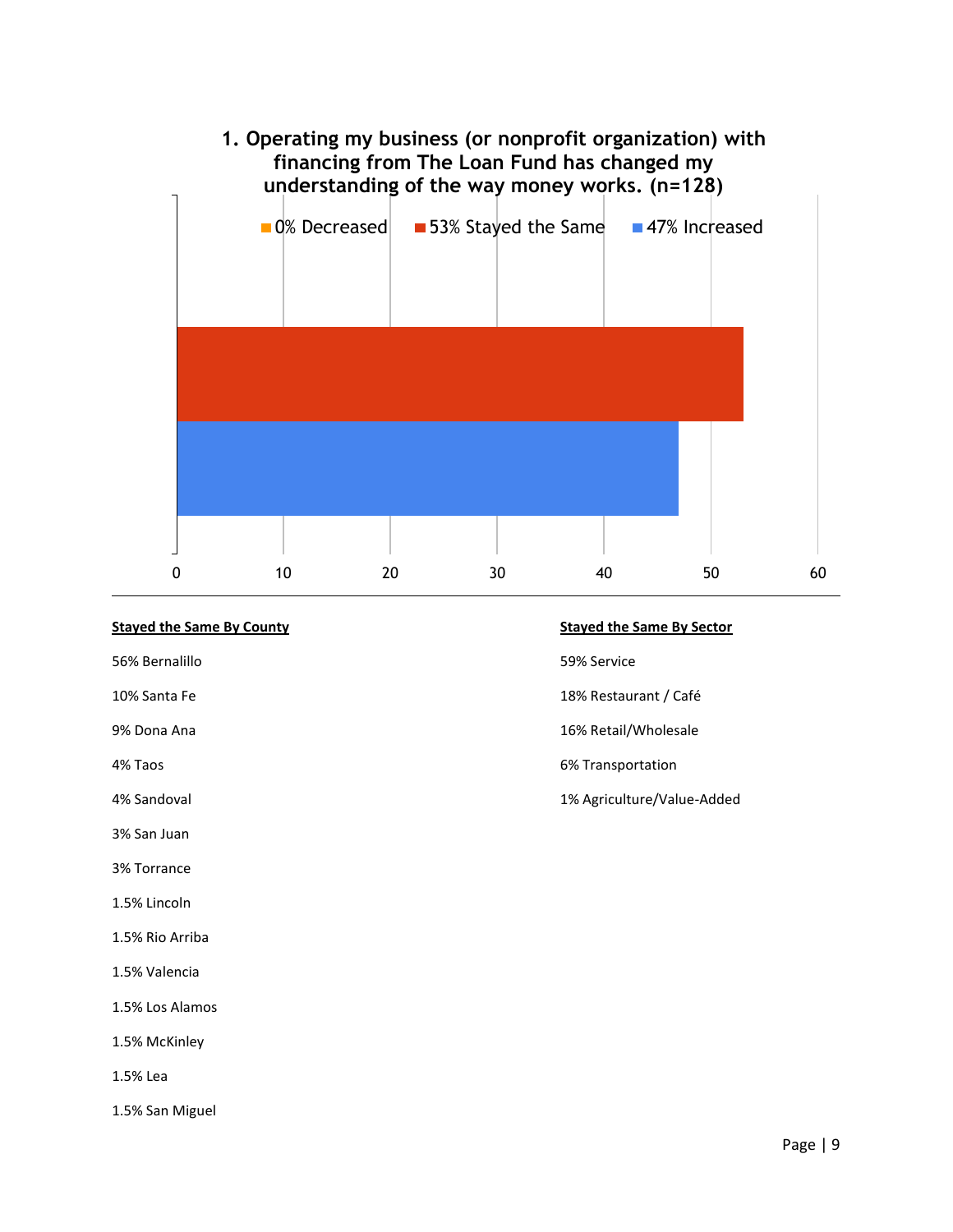1. Operating my business (or nonprofit organization) with financing from The Loan Fund has changed my understanding of the way money works. (n=128)

0% Decreased | 53% Stayed the Same | 47% Increased

**Stayed the Same By County**

56% Bernalillo

10% Santa Fe

9% Dona Ana

4% Taos

4% Sandoval

3% San Juan

3% Torrance

1.5% Lincoln

1.5% Rio Arriba

1.5% Valencia

1.5% Los Alamos

1.5% McKinley

1.5% Lea

1.5% San Miguel

**Stayed the Same By Sector**

59% Service

18% Restaurant / Café

16% Retail/Wholesale

6% Transportation

1% Agriculture/Value-Added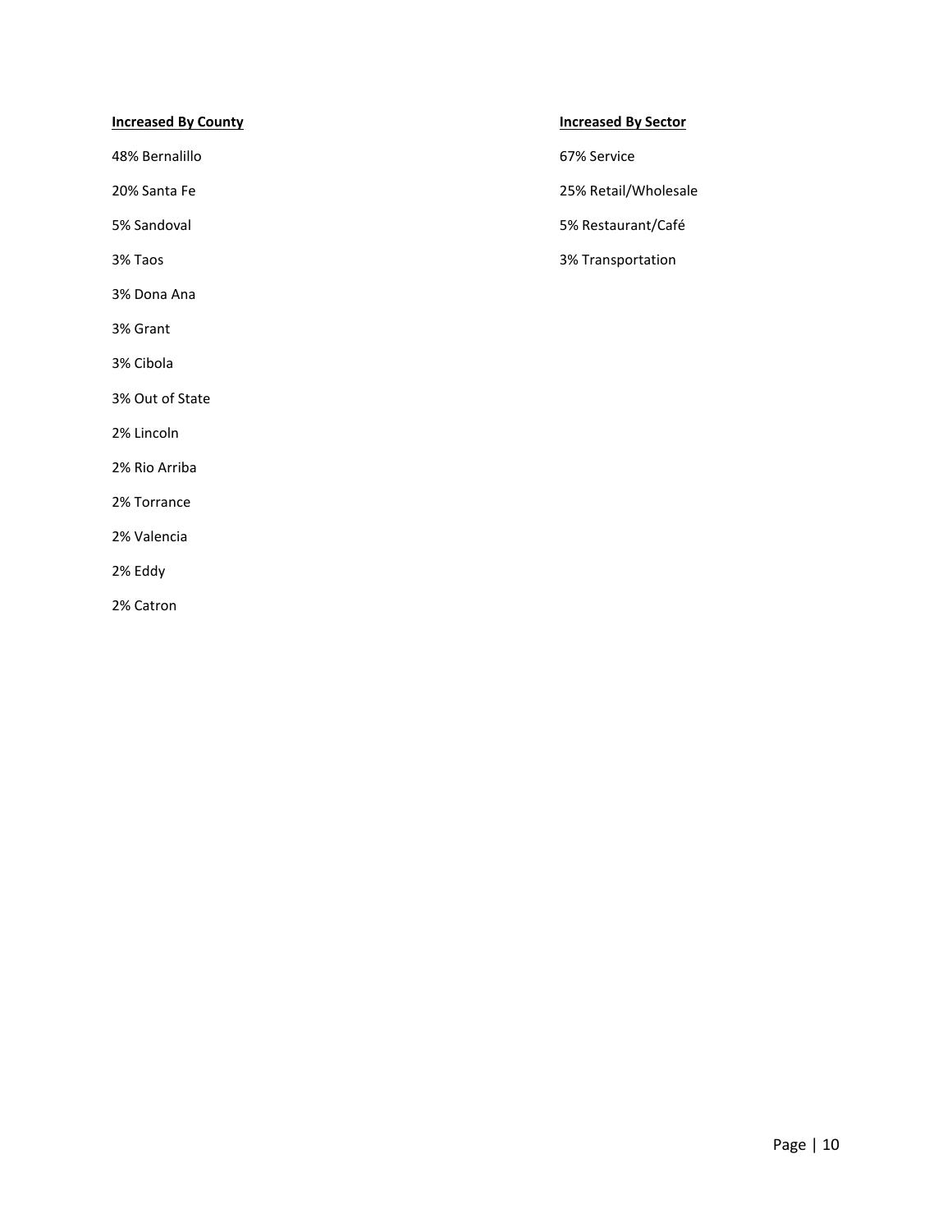**Increased By County**

48% Bernalillo

20% Santa Fe

5% Sandoval

3% Taos

3% Dona Ana

3% Grant

3% Cibola

3% Out of State

2% Lincoln

2% Rio Arriba

2% Torrance

2% Valencia

2% Eddy

2% Catron

**Increased By Sector**

67% Service

25% Retail/Wholesale

5% Restaurant/Café

3% Transportation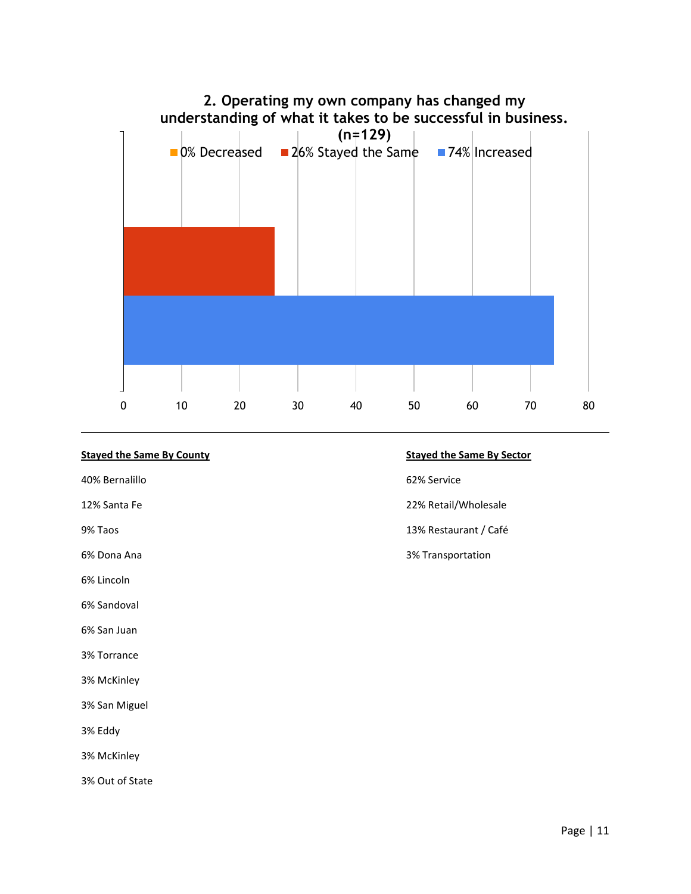## 2. Operating my own company has changed my understanding of what it takes to be successful in business. (n=129)

- 0% Decreased
- 26% Stayed the Same
- 74% Increased

**<u>Stayed the Same By County</u>**

40% Bernalillo

12% Santa Fe

9% Taos

6% Dona Ana

6% Lincoln

6% Sandoval

6% San Juan

3% Torrance

3% McKinley

3% San Miguel

3% Eddy

3% McKinley

3% Out of State

**<u>Stayed the Same By Sector</u>**

62% Service

22% Retail/Wholesale

13% Restaurant / Café

3% Transportation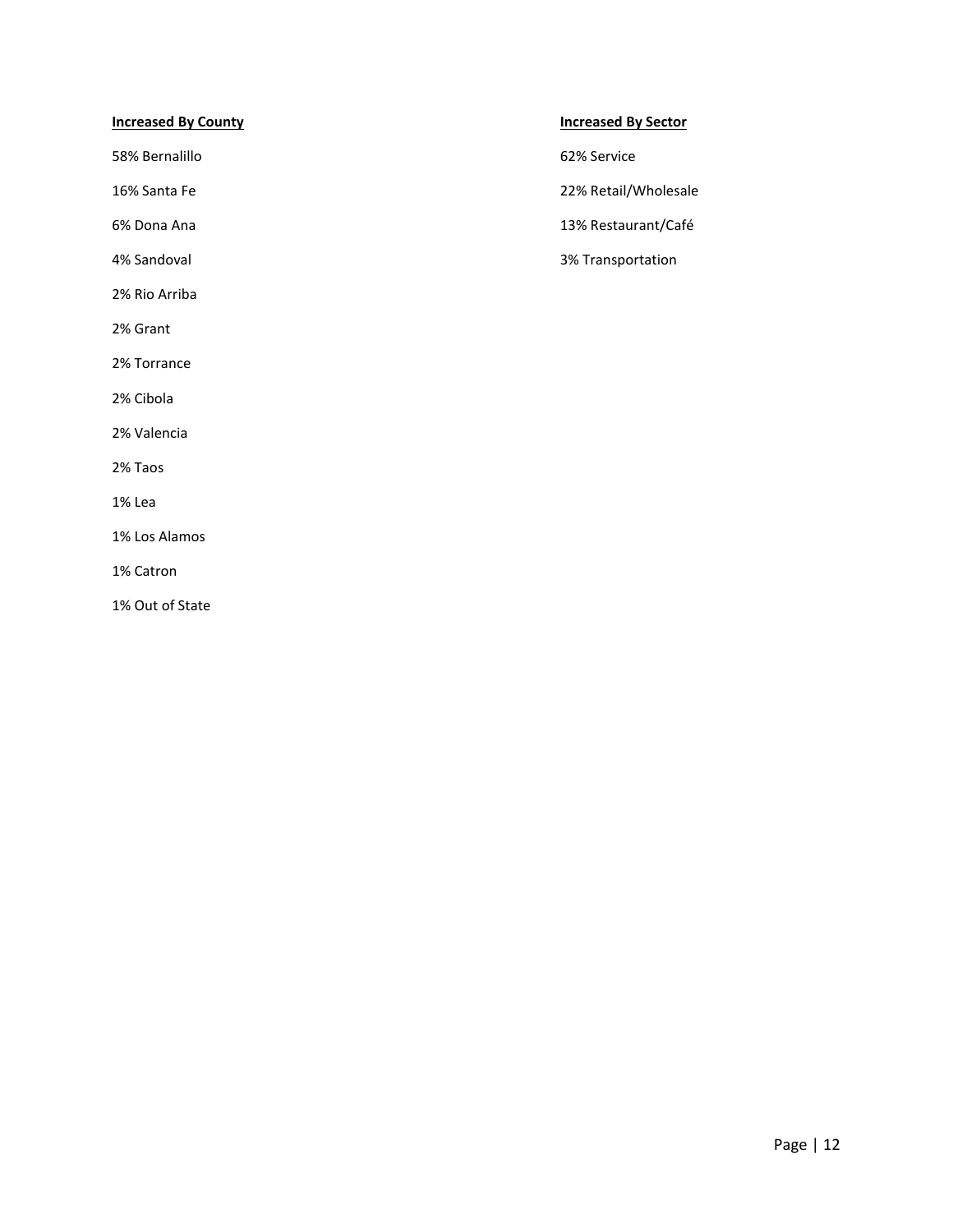**Increased By County**

58% Bernalillo

16% Santa Fe

6% Dona Ana

4% Sandoval

2% Rio Arriba

2% Grant

2% Torrance

2% Cibola

2% Valencia

2% Taos

1% Lea

1% Los Alamos

1% Catron

1% Out of State

**Increased By Sector**

62% Service

22% Retail/Wholesale

13% Restaurant/Café

3% Transportation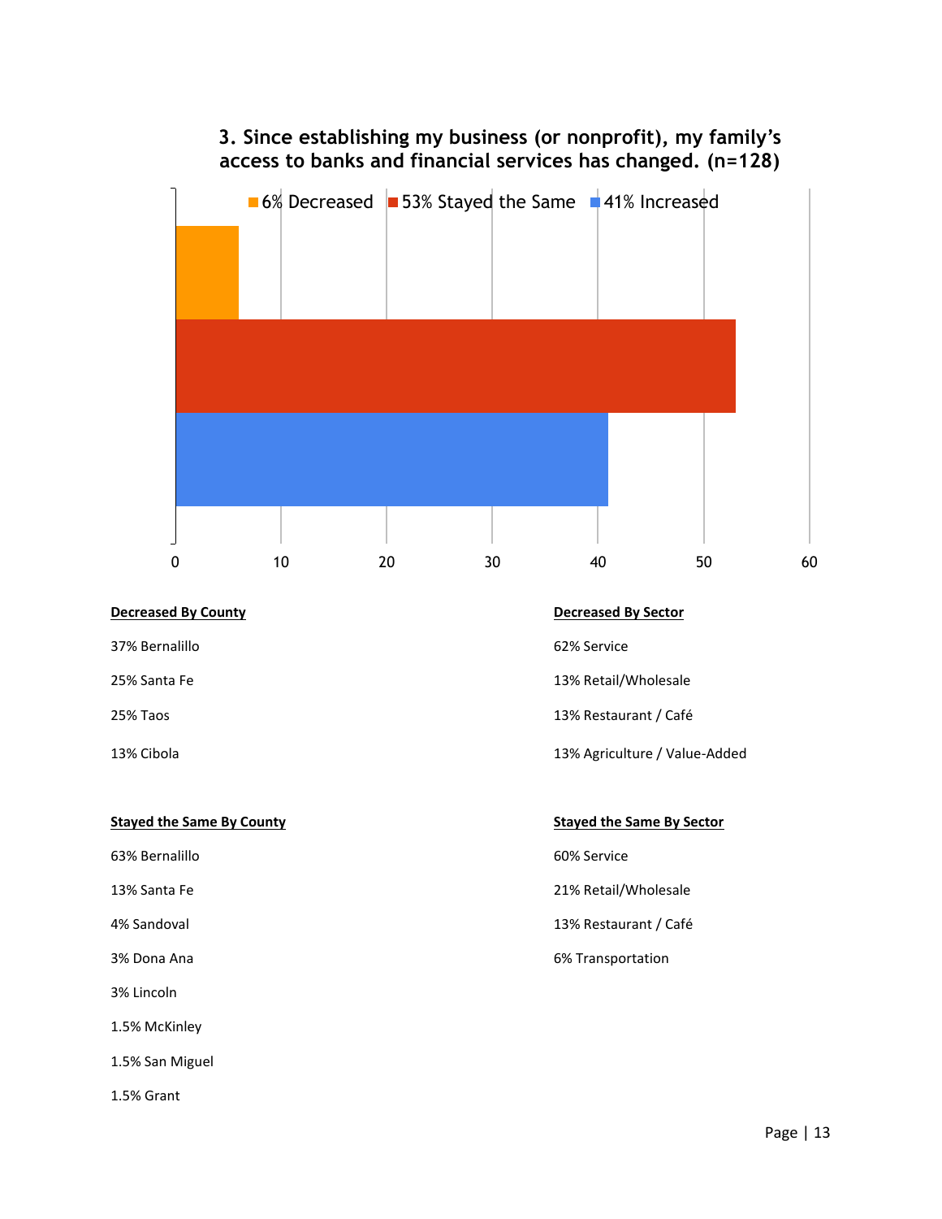### 3. Since establishing my business (or nonprofit), my family's access to banks and financial services has changed. (n=128)

6% Decreased | 53% Stayed the Same | 41% Increased

**Decreased By County**

37% Bernalillo

25% Santa Fe

25% Taos

13% Cibola

**Decreased By Sector**

62% Service

13% Retail/Wholesale

13% Restaurant / Café

13% Agriculture / Value-Added

**Stayed the Same By County**

63% Bernalillo

13% Santa Fe

4% Sandoval

3% Dona Ana

3% Lincoln

1.5% McKinley

1.5% San Miguel

1.5% Grant

**Stayed the Same By Sector**

60% Service

21% Retail/Wholesale

13% Restaurant / Café

6% Transportation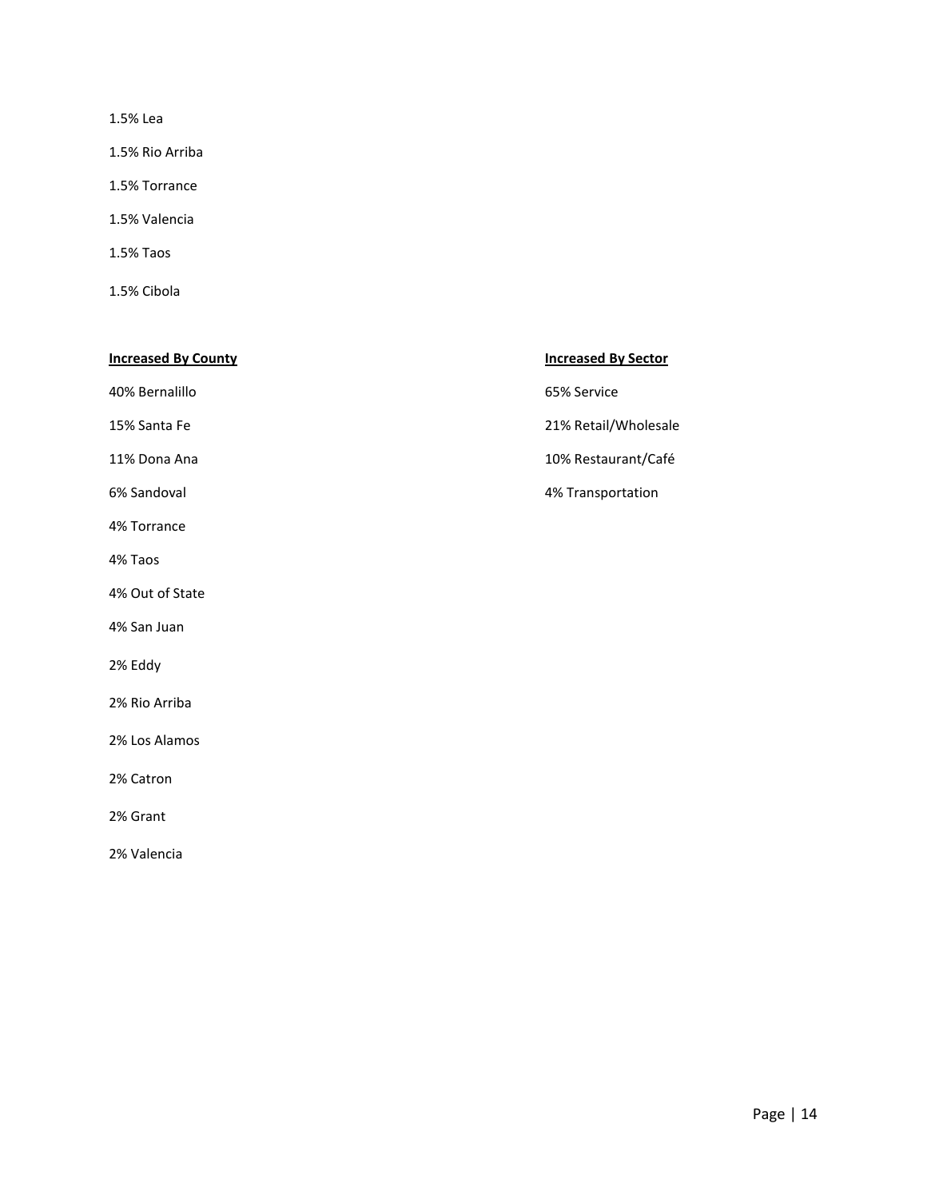1.5% Lea

1.5% Rio Arriba

1.5% Torrance

1.5% Valencia

1.5% Taos

1.5% Cibola

**Increased By County**

40% Bernalillo

15% Santa Fe

11% Dona Ana

6% Sandoval

4% Torrance

4% Taos

4% Out of State

4% San Juan

2% Eddy

2% Rio Arriba

2% Los Alamos

2% Catron

2% Grant

2% Valencia

**Increased By Sector**

65% Service

21% Retail/Wholesale

10% Restaurant/Café

4% Transportation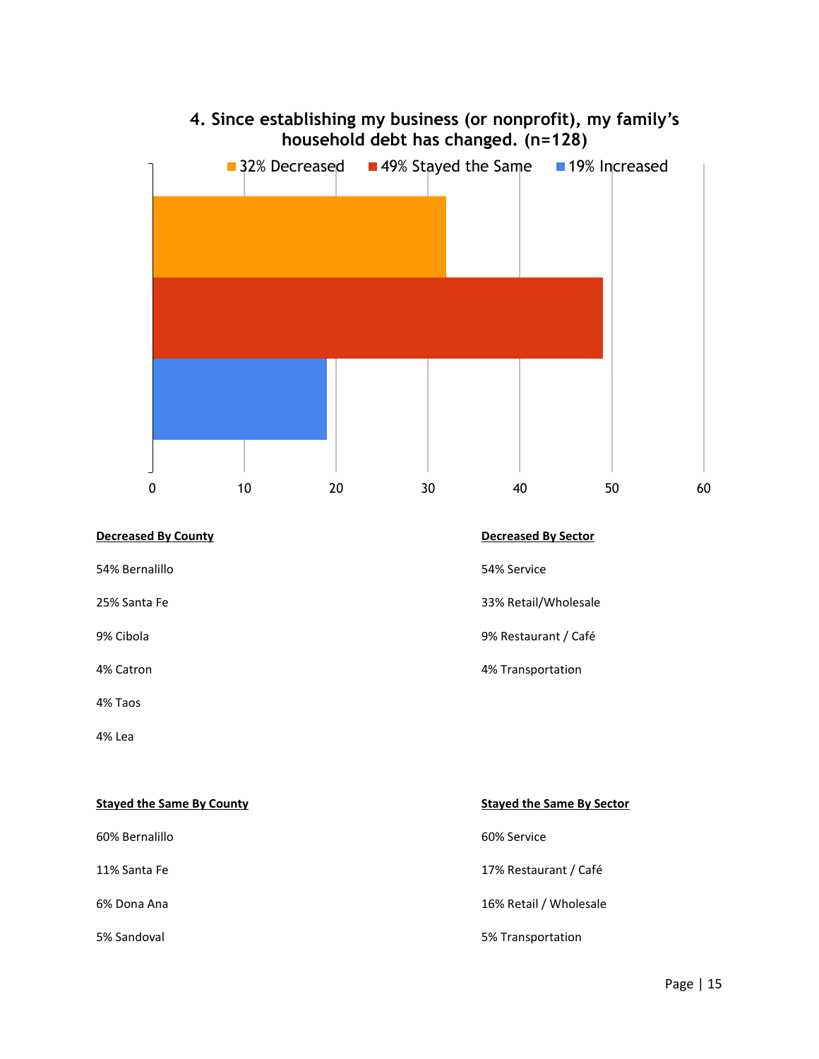**4. Since establishing my business (or nonprofit), my family's household debt has changed. (n=128)**

- 32% Decreased
- 49% Stayed the Same
- 19% Increased

**Decreased By County**

54% Bernalillo

25% Santa Fe

9% Cibola

4% Catron

4% Taos

4% Lea

**Decreased By Sector**

54% Service

33% Retail/Wholesale

9% Restaurant / Café

4% Transportation

**Stayed the Same By County**

60% Bernalillo

11% Santa Fe

6% Dona Ana

5% Sandoval

**Stayed the Same By Sector**

60% Service

17% Restaurant / Café

16% Retail / Wholesale

5% Transportation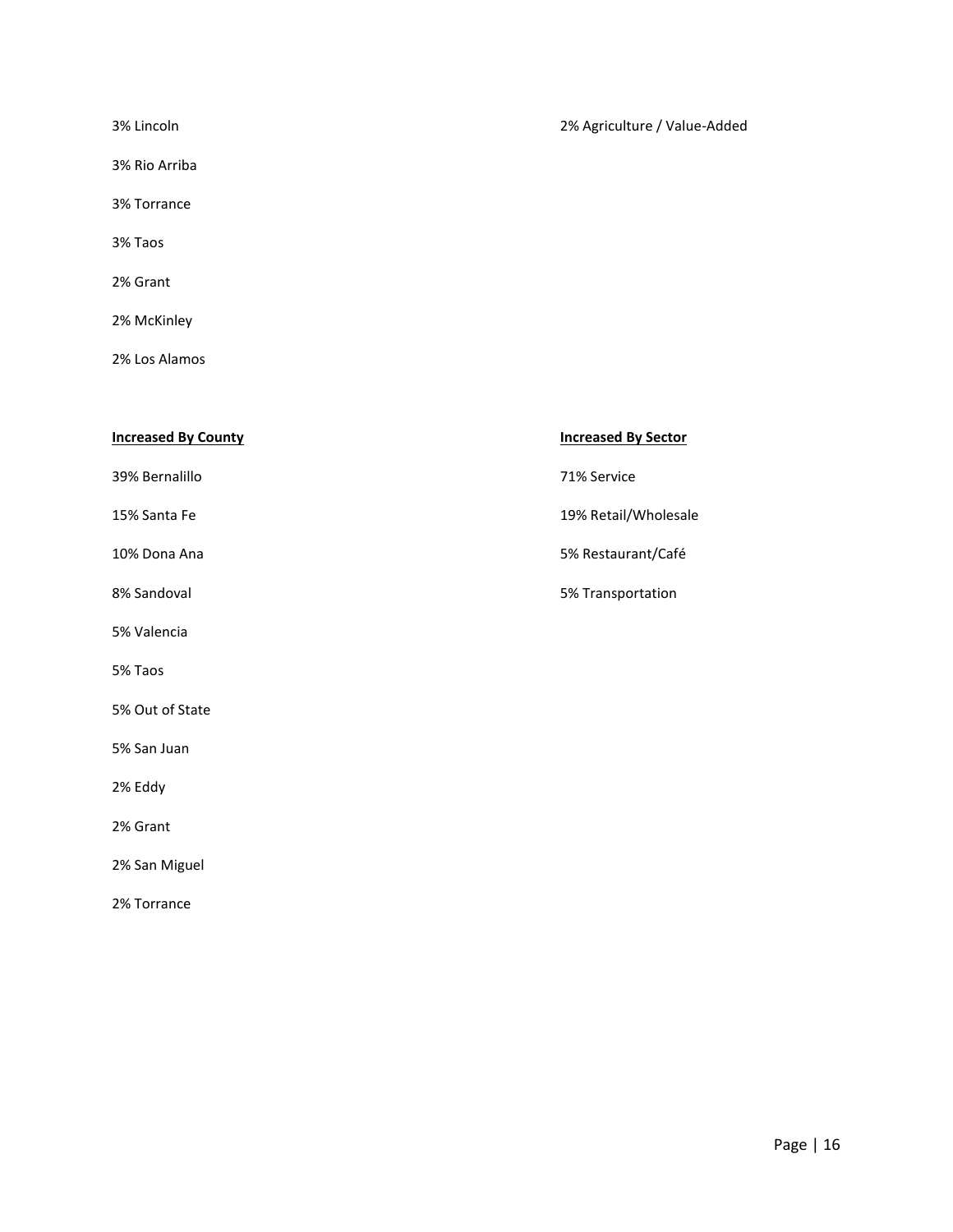3% Lincoln

3% Rio Arriba

3% Torrance

3% Taos

2% Grant

2% McKinley

2% Los Alamos

2% Agriculture / Value-Added

**Increased By County**

39% Bernalillo

15% Santa Fe

10% Dona Ana

8% Sandoval

5% Valencia

5% Taos

5% Out of State

5% San Juan

2% Eddy

2% Grant

2% San Miguel

2% Torrance

**Increased By Sector**

71% Service

19% Retail/Wholesale

5% Restaurant/Café

5% Transportation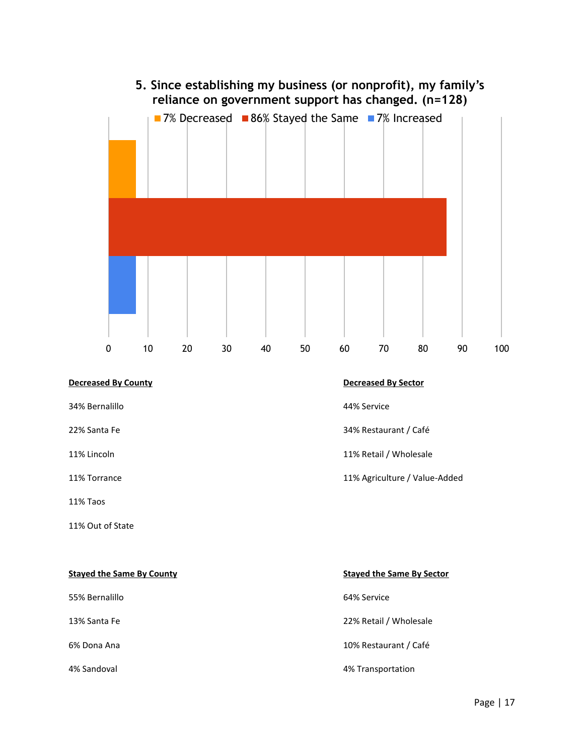**5. Since establishing my business (or nonprofit), my family's reliance on government support has changed. (n=128)**

7% Decreased | 86% Stayed the Same | 7% Increased

**Decreased By County**

34% Bernalillo

22% Santa Fe

11% Lincoln

11% Torrance

11% Taos

11% Out of State

**Decreased By Sector**

44% Service

34% Restaurant / Café

11% Retail / Wholesale

11% Agriculture / Value-Added

**Stayed the Same By County**

55% Bernalillo

13% Santa Fe

6% Dona Ana

4% Sandoval

**Stayed the Same By Sector**

64% Service

22% Retail / Wholesale

10% Restaurant / Café

4% Transportation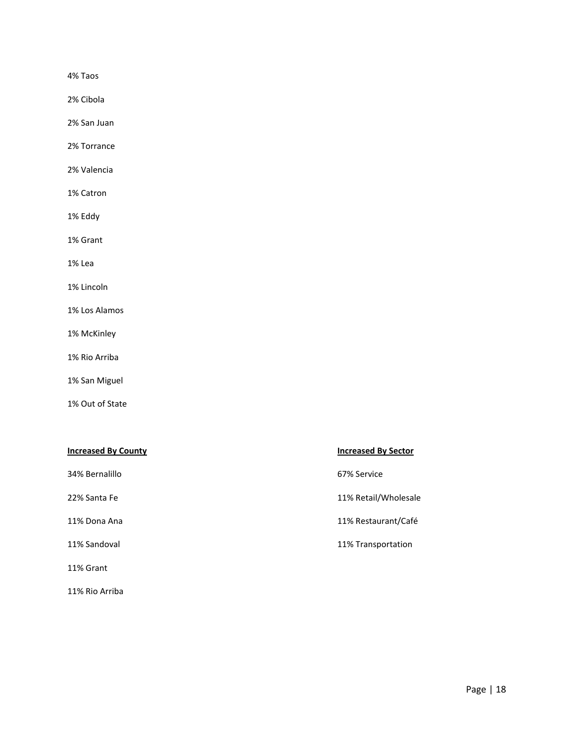4% Taos

2% Cibola

2% San Juan

2% Torrance

2% Valencia

1% Catron

1% Eddy

1% Grant

1% Lea

1% Lincoln

1% Los Alamos

1% McKinley

1% Rio Arriba

1% San Miguel

1% Out of State

**Increased By County**

34% Bernalillo

22% Santa Fe

11% Dona Ana

11% Sandoval

11% Grant

11% Rio Arriba

**Increased By Sector**

67% Service

11% Retail/Wholesale

11% Restaurant/Café

11% Transportation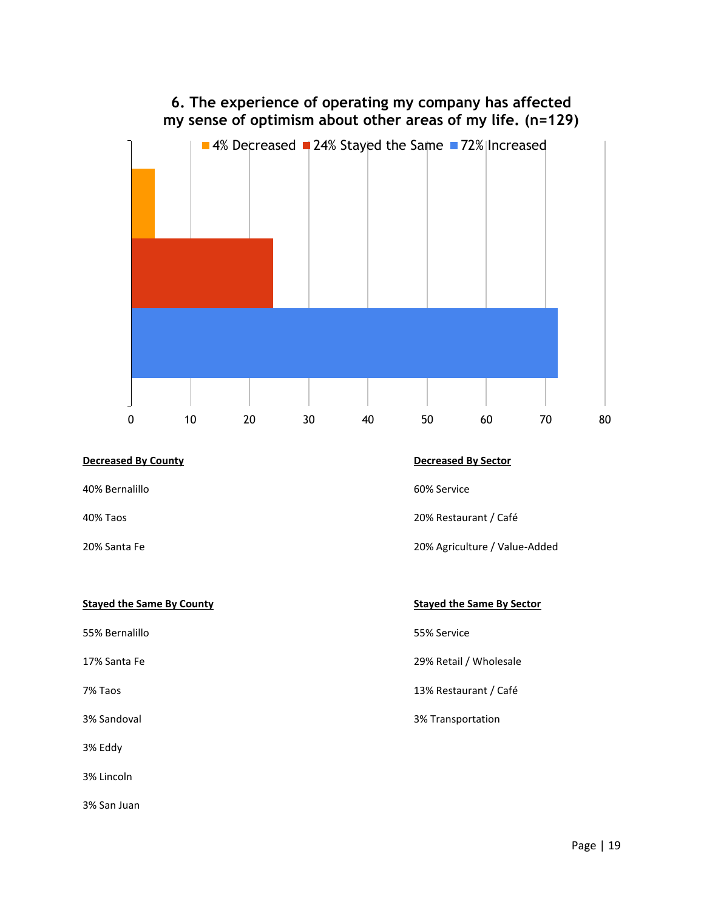**6. The experience of operating my company has affected my sense of optimism about other areas of my life. (n=129)**

4% Decreased | 24% Stayed the Same | 72% Increased

**<u>Decreased By County</u>**

40% Bernalillo

40% Taos

20% Santa Fe

**<u>Decreased By Sector</u>**

60% Service

20% Restaurant / Café

20% Agriculture / Value-Added

**<u>Stayed the Same By County</u>**

55% Bernalillo

17% Santa Fe

7% Taos

3% Sandoval

3% Eddy

3% Lincoln

3% San Juan

**<u>Stayed the Same By Sector</u>**

55% Service

29% Retail / Wholesale

13% Restaurant / Café

3% Transportation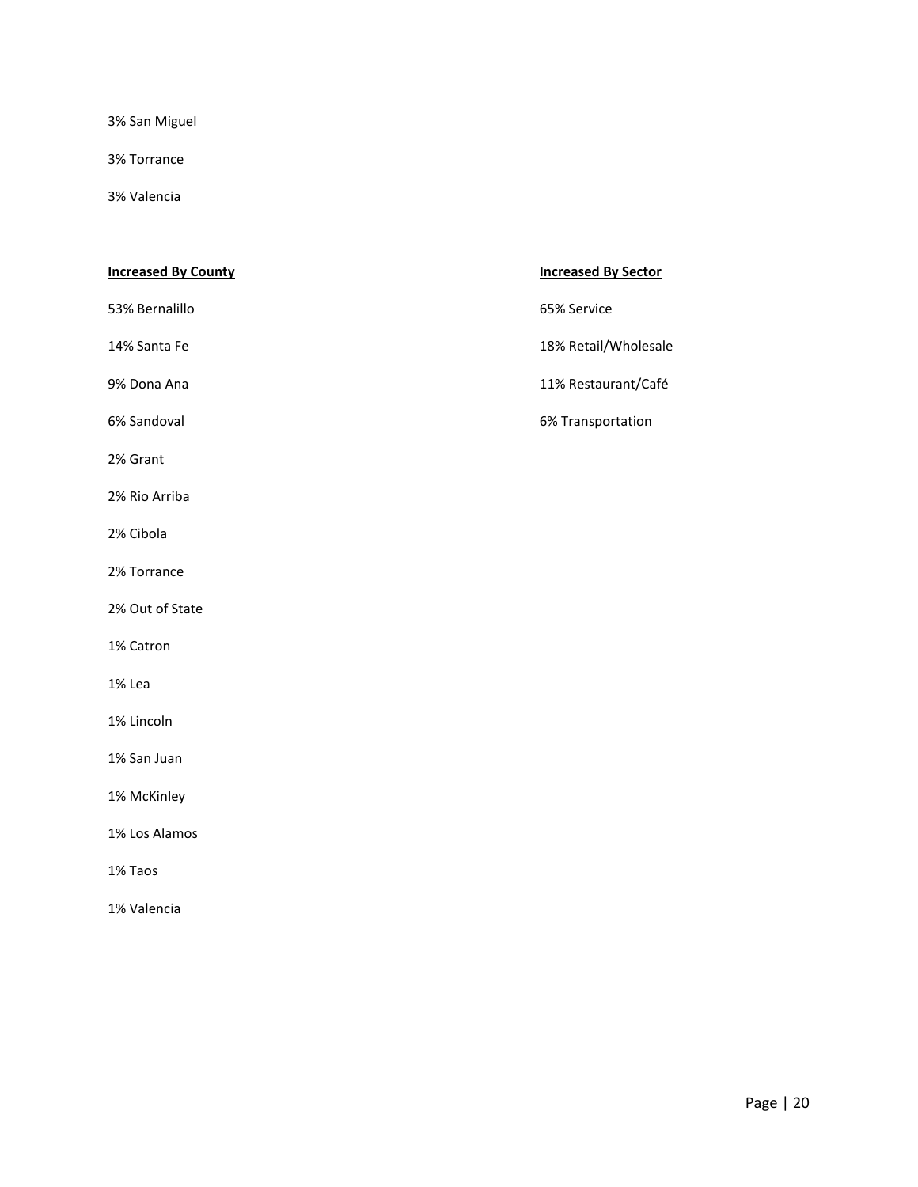3% San Miguel

3% Torrance

3% Valencia

**Increased By County**

53% Bernalillo

14% Santa Fe

9% Dona Ana

6% Sandoval

2% Grant

2% Rio Arriba

2% Cibola

2% Torrance

2% Out of State

1% Catron

1% Lea

1% Lincoln

1% San Juan

1% McKinley

1% Los Alamos

1% Taos

1% Valencia

**Increased By Sector**

65% Service

18% Retail/Wholesale

11% Restaurant/Café

6% Transportation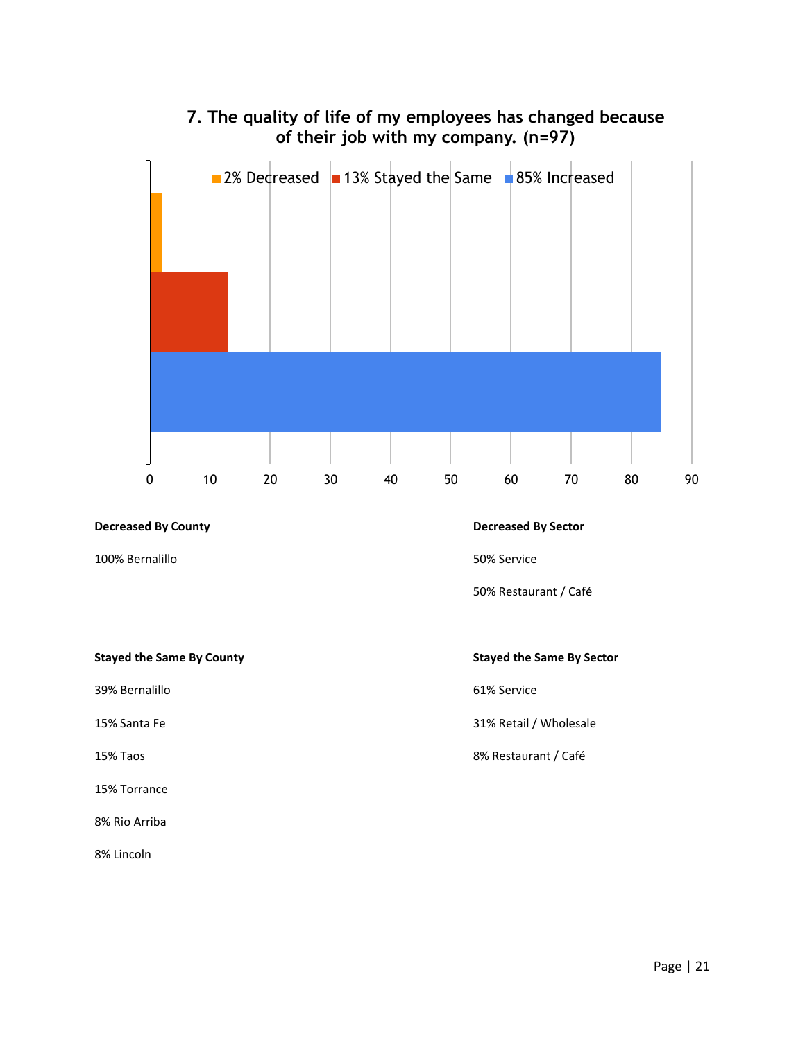## 7. The quality of life of my employees has changed because of their job with my company. (n=97)

2% Decreased | 13% Stayed the Same | 85% Increased

0 10 20 30 40 50 60 70 80 90

**Decreased By County**

100% Bernalillo

**Decreased By Sector**

50% Service

50% Restaurant / Café

**Stayed the Same By County**

39% Bernalillo

15% Santa Fe

15% Taos

15% Torrance

8% Rio Arriba

8% Lincoln

**Stayed the Same By Sector**

61% Service

31% Retail / Wholesale

8% Restaurant / Café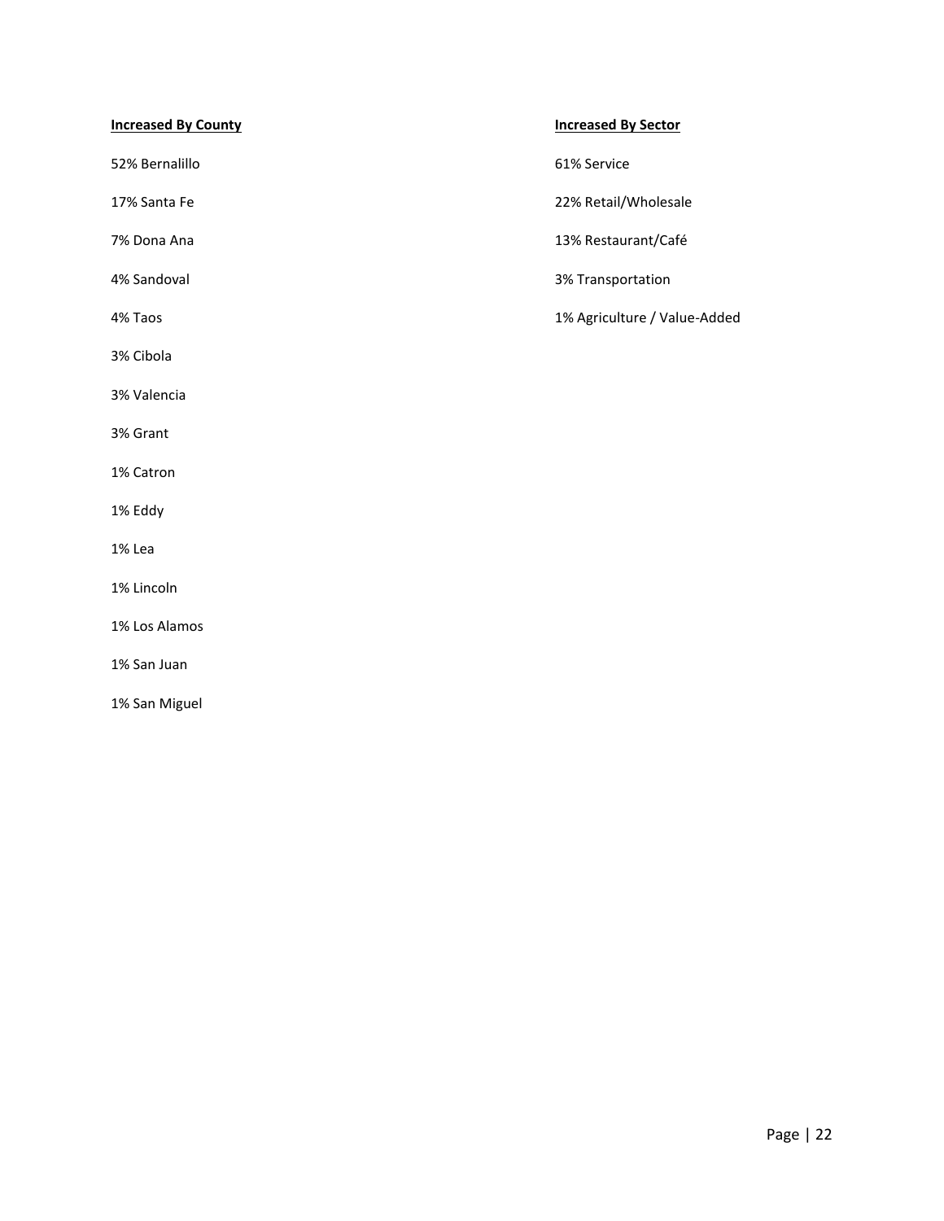**<u>Increased By County</u>**

52% Bernalillo

17% Santa Fe

7% Dona Ana

4% Sandoval

4% Taos

3% Cibola

3% Valencia

3% Grant

1% Catron

1% Eddy

1% Lea

1% Lincoln

1% Los Alamos

1% San Juan

1% San Miguel

**<u>Increased By Sector</u>**

61% Service

22% Retail/Wholesale

13% Restaurant/Café

3% Transportation

1% Agriculture / Value-Added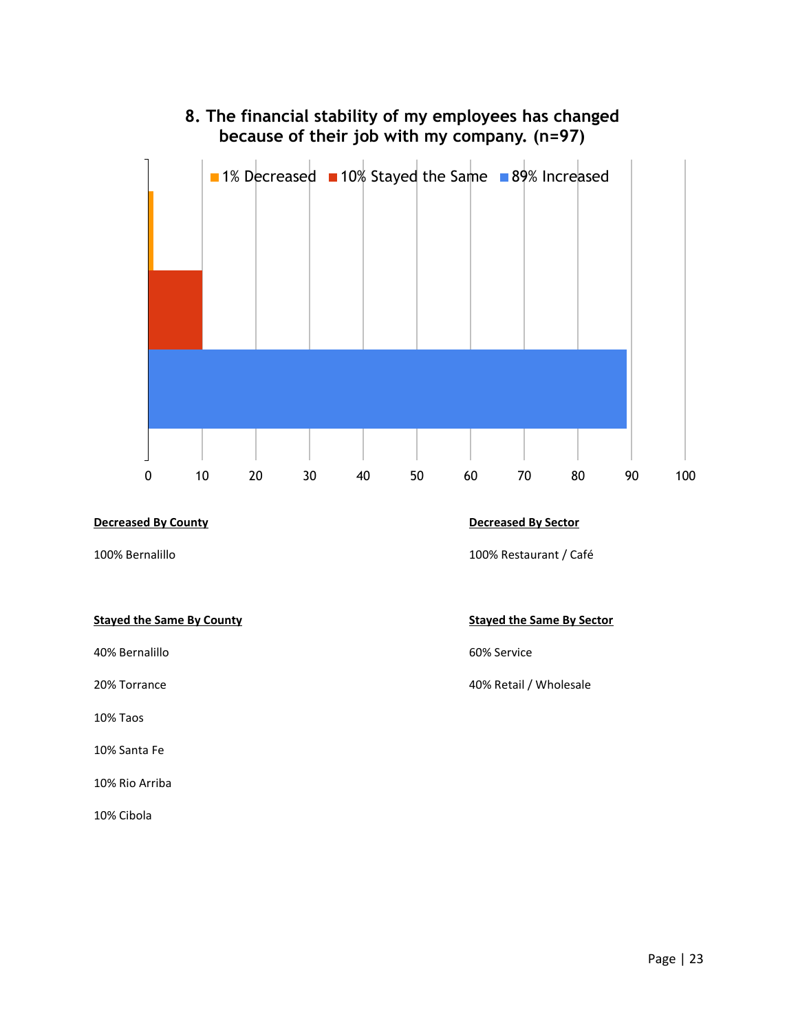## 8. The financial stability of my employees has changed because of their job with my company. (n=97)

- 1% Decreased
- 10% Stayed the Same
- 89% Increased

**Decreased By County**

100% Bernalillo

**Decreased By Sector**

100% Restaurant / Café

**Stayed the Same By County**

40% Bernalillo

20% Torrance

10% Taos

10% Santa Fe

10% Rio Arriba

10% Cibola

**Stayed the Same By Sector**

60% Service

40% Retail / Wholesale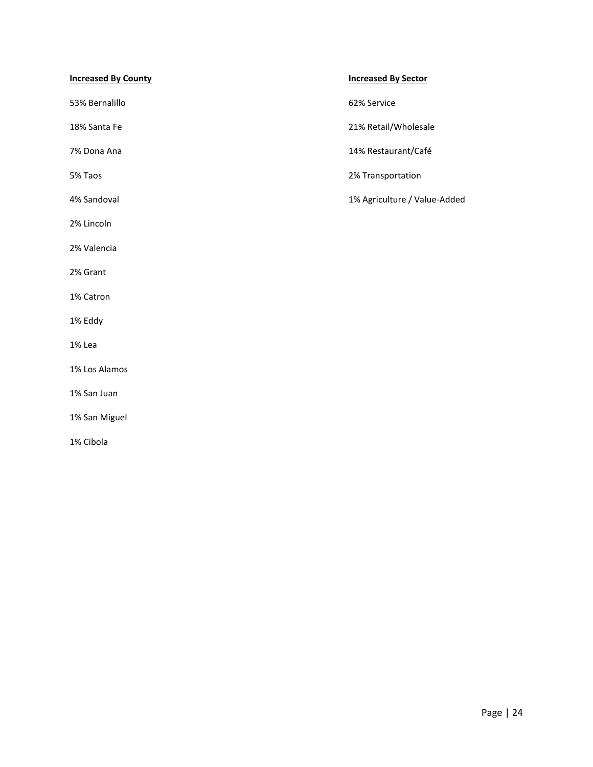**Increased By County**

53% Bernalillo

18% Santa Fe

7% Dona Ana

5% Taos

4% Sandoval

2% Lincoln

2% Valencia

2% Grant

1% Catron

1% Eddy

1% Lea

1% Los Alamos

1% San Juan

1% San Miguel

1% Cibola

**Increased By Sector**

62% Service

21% Retail/Wholesale

14% Restaurant/Café

2% Transportation

1% Agriculture / Value-Added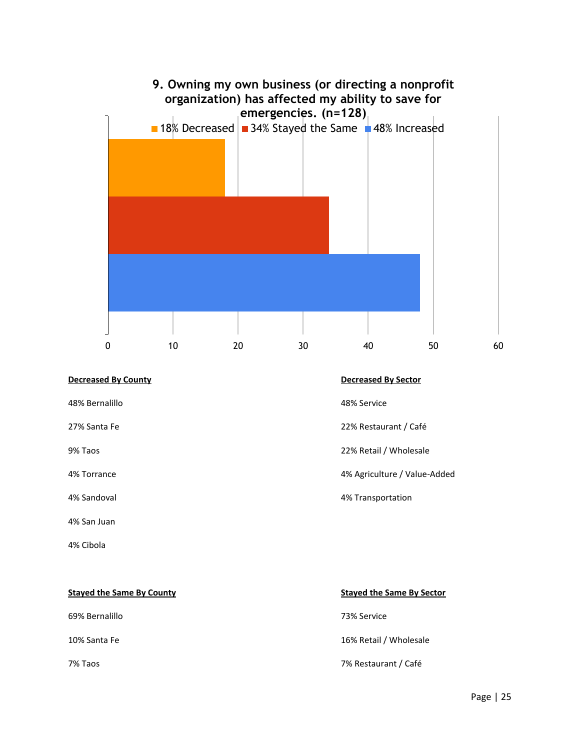**9. Owning my own business (or directing a nonprofit organization) has affected my ability to save for emergencies. (n=128)**

18% Decreased | 34% Stayed the Same | 48% Increased

**Decreased By County**

48% Bernalillo

27% Santa Fe

9% Taos

4% Torrance

4% Sandoval

4% San Juan

4% Cibola

**Decreased By Sector**

48% Service

22% Restaurant / Café

22% Retail / Wholesale

4% Agriculture / Value-Added

4% Transportation

**Stayed the Same By County**

69% Bernalillo

10% Santa Fe

7% Taos

**Stayed the Same By Sector**

73% Service

16% Retail / Wholesale

7% Restaurant / Café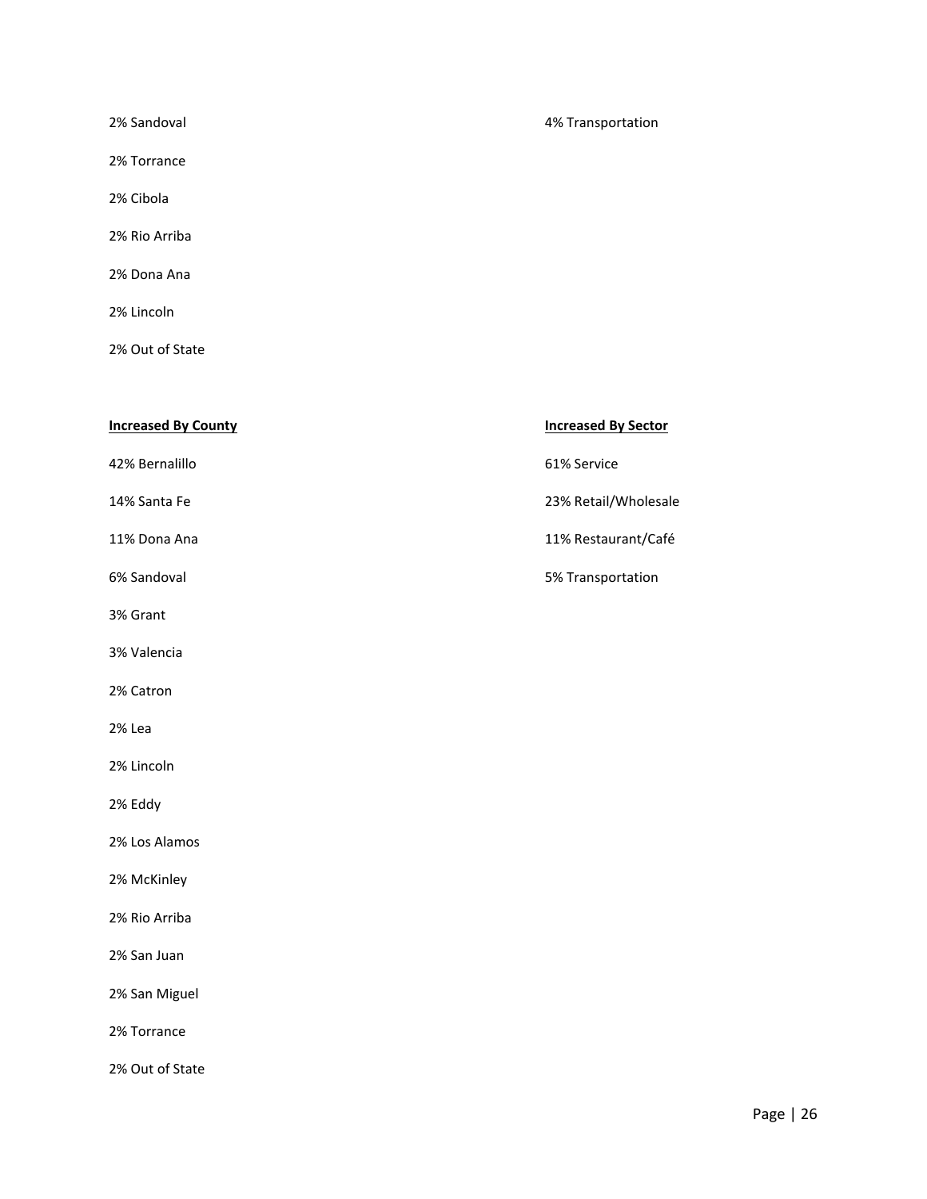2% Sandoval

2% Torrance

2% Cibola

2% Rio Arriba

2% Dona Ana

2% Lincoln

2% Out of State

4% Transportation

**Increased By County**

42% Bernalillo

14% Santa Fe

11% Dona Ana

6% Sandoval

3% Grant

3% Valencia

2% Catron

2% Lea

2% Lincoln

2% Eddy

2% Los Alamos

2% McKinley

2% Rio Arriba

2% San Juan

2% San Miguel

2% Torrance

2% Out of State

**Increased By Sector**

61% Service

23% Retail/Wholesale

11% Restaurant/Café

5% Transportation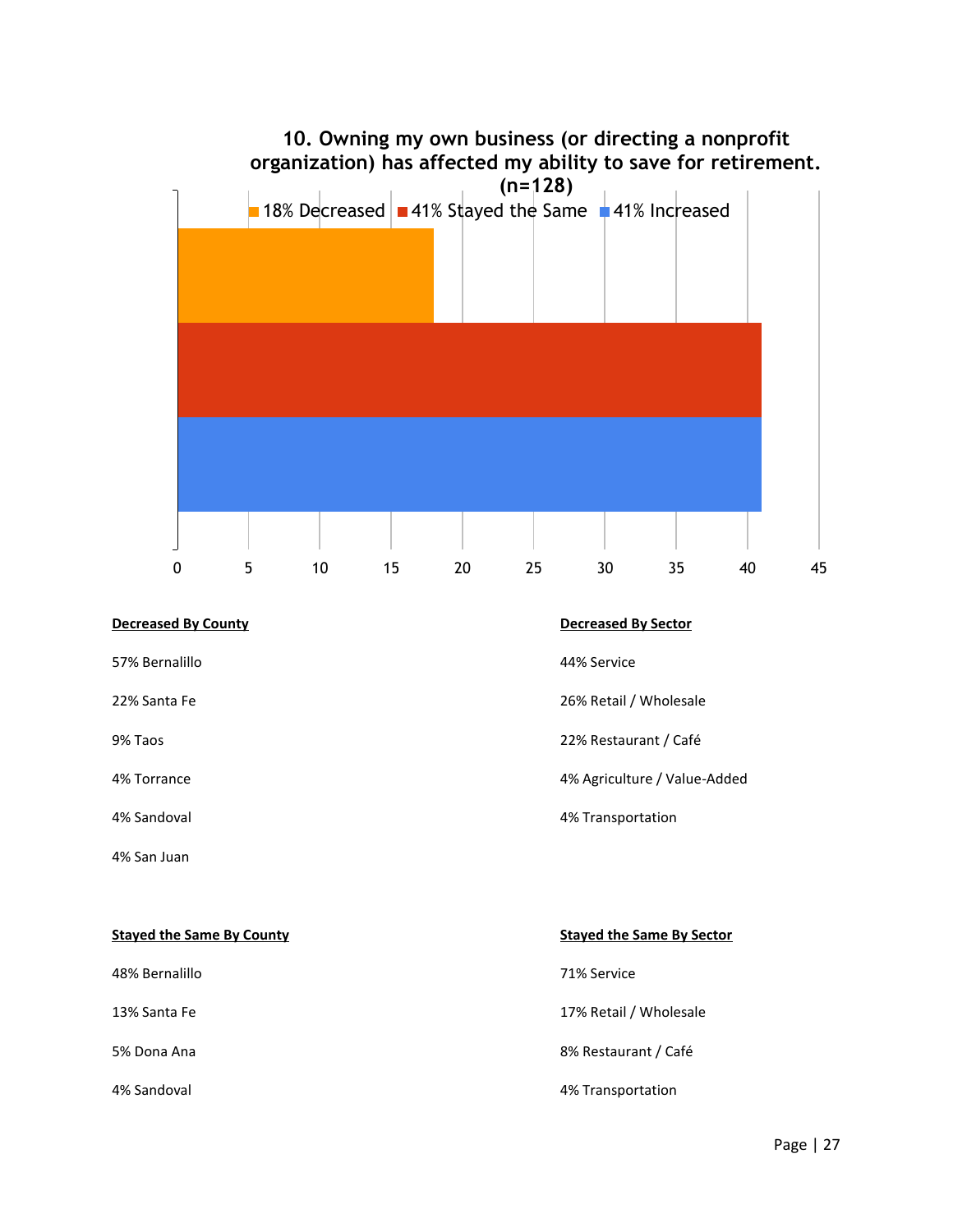**10. Owning my own business (or directing a nonprofit organization) has affected my ability to save for retirement. (n=128)**

18% Decreased | 41% Stayed the Same | 41% Increased

0 5 10 15 20 25 30 35 40 45

**Decreased By County**

57% Bernalillo

22% Santa Fe

9% Taos

4% Torrance

4% Sandoval

4% San Juan

**Decreased By Sector**

44% Service

26% Retail / Wholesale

22% Restaurant / Café

4% Agriculture / Value-Added

4% Transportation

**Stayed the Same By County**

48% Bernalillo

13% Santa Fe

5% Dona Ana

4% Sandoval

**Stayed the Same By Sector**

71% Service

17% Retail / Wholesale

8% Restaurant / Café

4% Transportation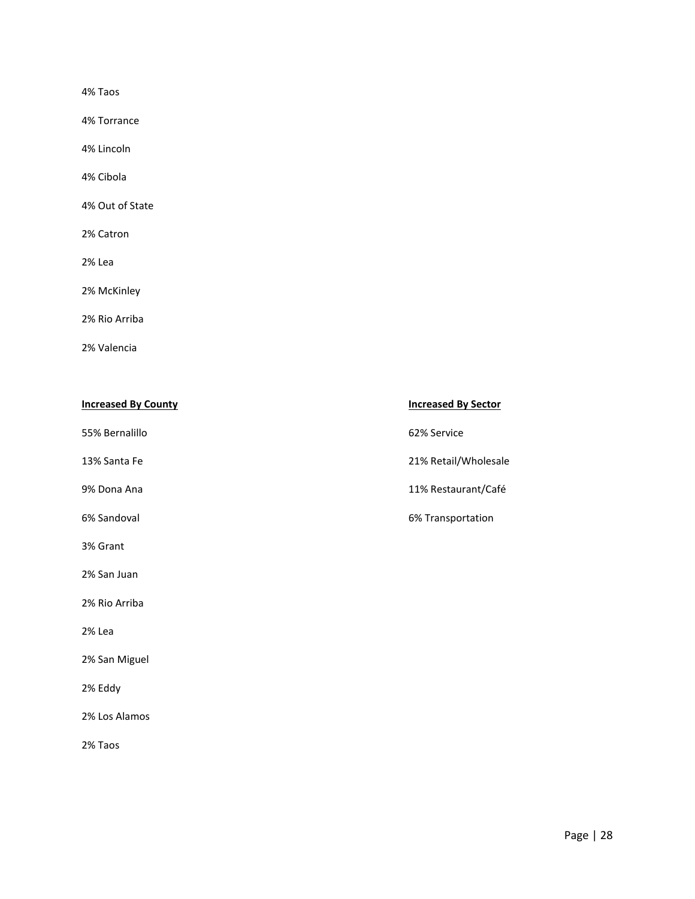4% Taos

4% Torrance

4% Lincoln

4% Cibola

4% Out of State

2% Catron

2% Lea

2% McKinley

2% Rio Arriba

2% Valencia

**Increased By County**

55% Bernalillo

13% Santa Fe

9% Dona Ana

6% Sandoval

3% Grant

2% San Juan

2% Rio Arriba

2% Lea

2% San Miguel

2% Eddy

2% Los Alamos

2% Taos

**Increased By Sector**

62% Service

21% Retail/Wholesale

11% Restaurant/Café

6% Transportation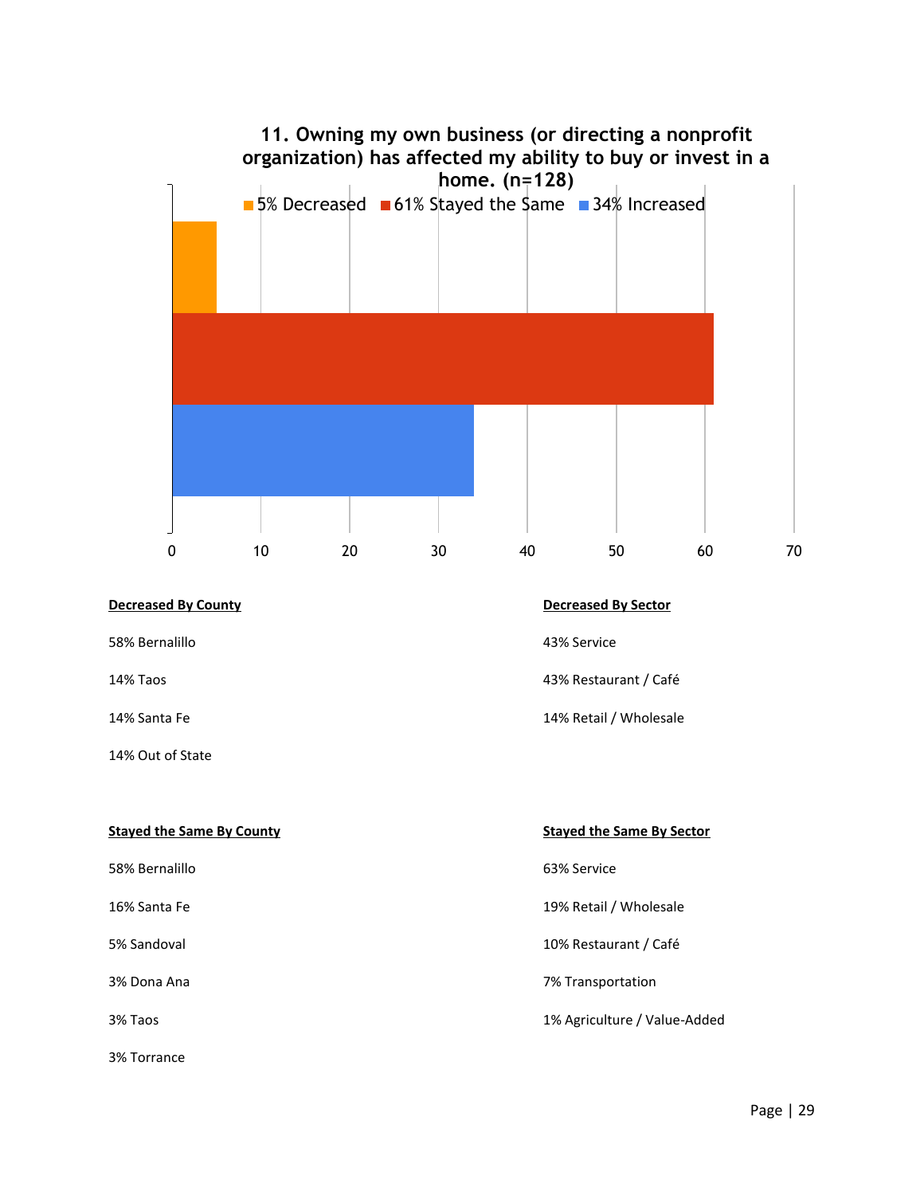## 11. Owning my own business (or directing a nonprofit organization) has affected my ability to buy or invest in a home. (n=128)

| Response | Percent |
| --- | --- |
| Decreased | 5% |
| Stayed the Same | 61% |
| Increased | 34% |

**Decreased By County**

58% Bernalillo

14% Taos

14% Santa Fe

14% Out of State

**Decreased By Sector**

43% Service

43% Restaurant / Café

14% Retail / Wholesale

**Stayed the Same By County**

58% Bernalillo

16% Santa Fe

5% Sandoval

3% Dona Ana

3% Taos

3% Torrance

**Stayed the Same By Sector**

63% Service

19% Retail / Wholesale

10% Restaurant / Café

7% Transportation

1% Agriculture / Value-Added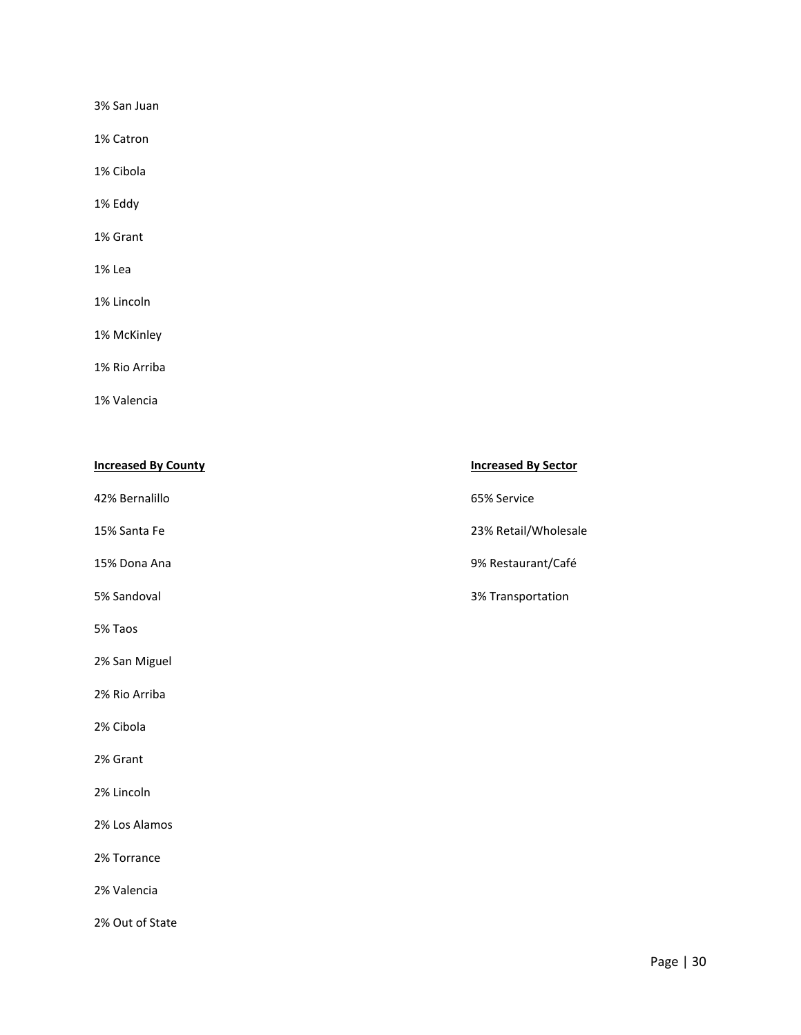3% San Juan

1% Catron

1% Cibola

1% Eddy

1% Grant

1% Lea

1% Lincoln

1% McKinley

1% Rio Arriba

1% Valencia

**Increased By County**

42% Bernalillo

15% Santa Fe

15% Dona Ana

5% Sandoval

5% Taos

2% San Miguel

2% Rio Arriba

2% Cibola

2% Grant

2% Lincoln

2% Los Alamos

2% Torrance

2% Valencia

2% Out of State

**Increased By Sector**

65% Service

23% Retail/Wholesale

9% Restaurant/Café

3% Transportation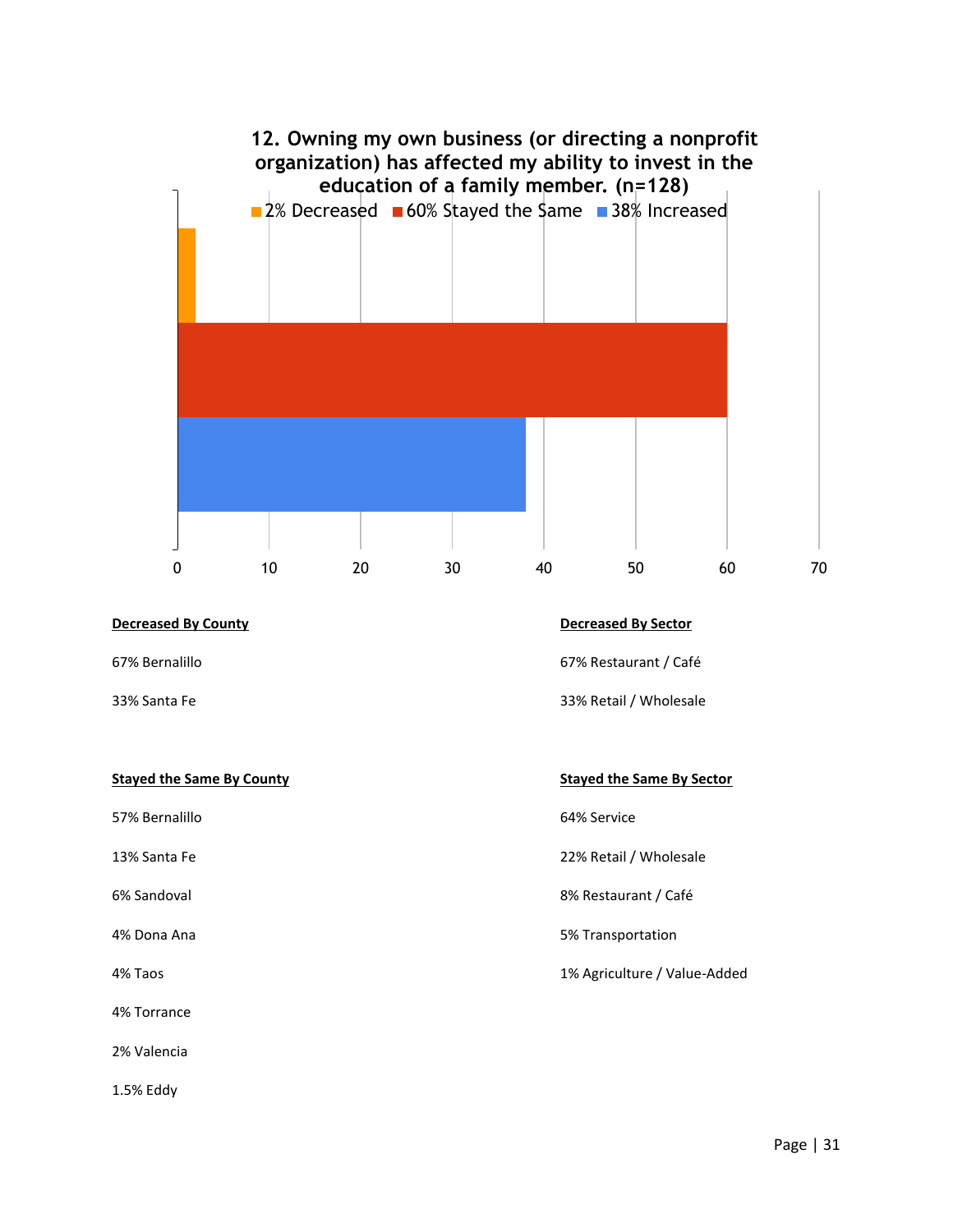**12. Owning my own business (or directing a nonprofit organization) has affected my ability to invest in the education of a family member. (n=128)**

2% Decreased | 60% Stayed the Same | 38% Increased

**Decreased By County**

67% Bernalillo

33% Santa Fe

**Decreased By Sector**

67% Restaurant / Café

33% Retail / Wholesale

**Stayed the Same By County**

57% Bernalillo

13% Santa Fe

6% Sandoval

4% Dona Ana

4% Taos

4% Torrance

2% Valencia

1.5% Eddy

**Stayed the Same By Sector**

64% Service

22% Retail / Wholesale

8% Restaurant / Café

5% Transportation

1% Agriculture / Value-Added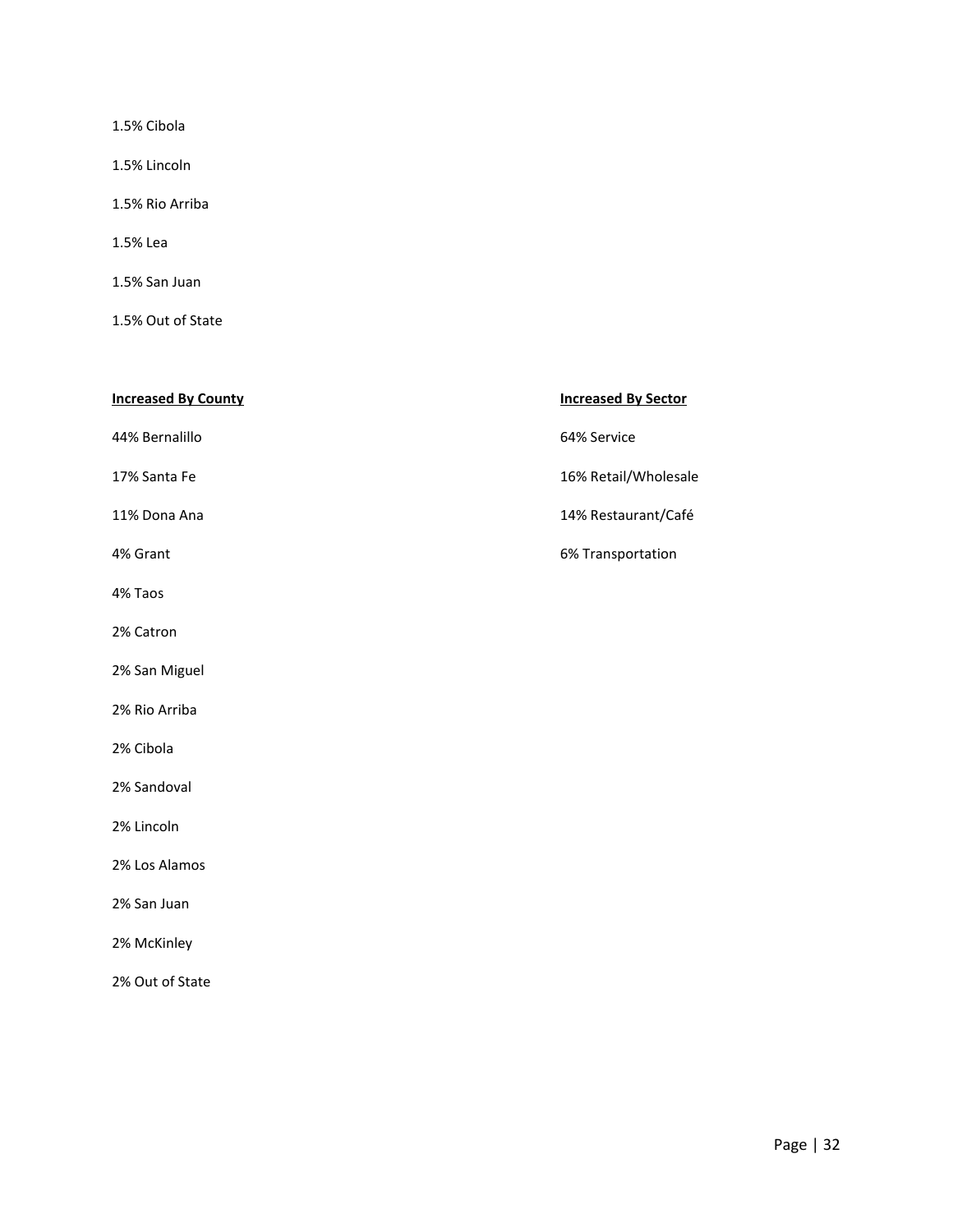1.5% Cibola

1.5% Lincoln

1.5% Rio Arriba

1.5% Lea

1.5% San Juan

1.5% Out of State

**Increased By County**

44% Bernalillo

17% Santa Fe

11% Dona Ana

4% Grant

4% Taos

2% Catron

2% San Miguel

2% Rio Arriba

2% Cibola

2% Sandoval

2% Lincoln

2% Los Alamos

2% San Juan

2% McKinley

2% Out of State

**Increased By Sector**

64% Service

16% Retail/Wholesale

14% Restaurant/Café

6% Transportation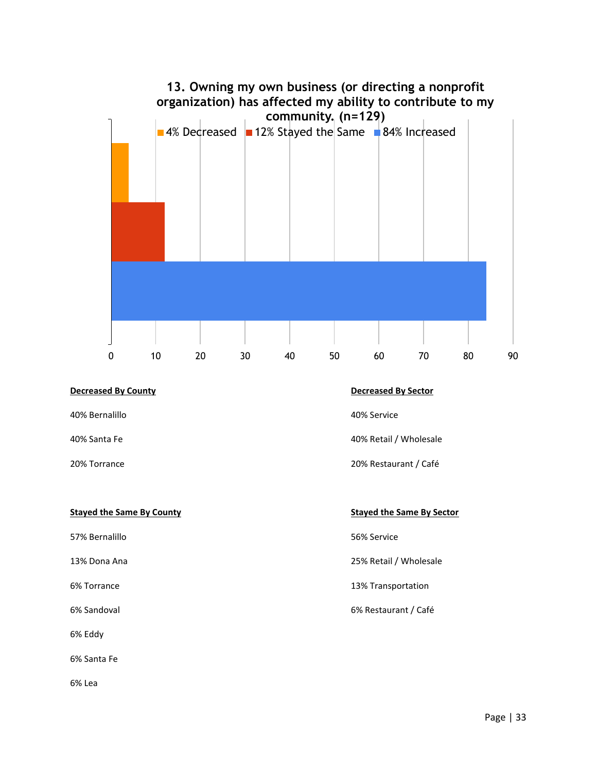**13. Owning my own business (or directing a nonprofit organization) has affected my ability to contribute to my community. (n=129)**

4% Decreased
12% Stayed the Same
84% Increased

0 10 20 30 40 50 60 70 80 90

**Decreased By County**

40% Bernalillo

40% Santa Fe

20% Torrance

**Decreased By Sector**

40% Service

40% Retail / Wholesale

20% Restaurant / Café

**Stayed the Same By County**

57% Bernalillo

13% Dona Ana

6% Torrance

6% Sandoval

6% Eddy

6% Santa Fe

6% Lea

**Stayed the Same By Sector**

56% Service

25% Retail / Wholesale

13% Transportation

6% Restaurant / Café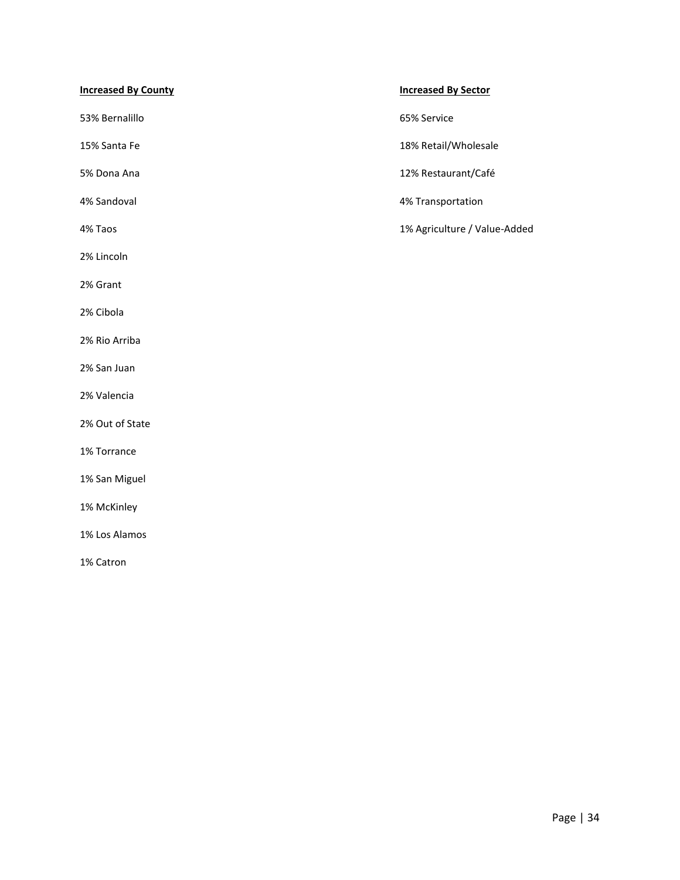**Increased By County**

53% Bernalillo

15% Santa Fe

5% Dona Ana

4% Sandoval

4% Taos

2% Lincoln

2% Grant

2% Cibola

2% Rio Arriba

2% San Juan

2% Valencia

2% Out of State

1% Torrance

1% San Miguel

1% McKinley

1% Los Alamos

1% Catron

**Increased By Sector**

65% Service

18% Retail/Wholesale

12% Restaurant/Café

4% Transportation

1% Agriculture / Value-Added